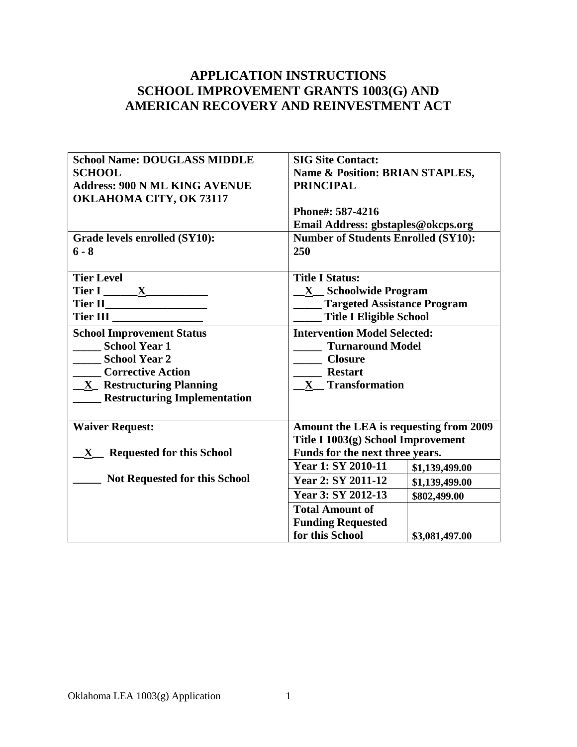# APPLICATION INSTRUCTIONS
# SCHOOL IMPROVEMENT GRANTS 1003(G) AND AMERICAN RECOVERY AND REINVESTMENT ACT

| | | |
|---|---|---|
| **School Name: DOUGLASS MIDDLE SCHOOL**<br>**Address: 900 N ML KING AVENUE OKLAHOMA CITY, OK 73117** | **SIG Site Contact:**<br>**Name & Position: BRIAN STAPLES, PRINCIPAL**<br><br>**Phone#: 587-4216**<br>**Email Address: gbstaples@okcps.org** | |
| **Grade levels enrolled (SY10):**<br>**6 - 8** | **Number of Students Enrolled (SY10):**<br>**250** | |
| **Tier Level**<br>**Tier I \_\_\_\_\_\_X\_\_\_\_\_\_\_\_\_\_\_**<br>**Tier II\_\_\_\_\_\_\_\_\_\_\_\_\_\_\_\_\_\_**<br>**Tier III \_\_\_\_\_\_\_\_\_\_\_\_\_\_\_\_** | **Title I Status:**<br>**\_\_X\_\_ Schoolwide Program**<br>**\_\_\_\_\_ Targeted Assistance Program**<br>**\_\_\_\_\_ Title I Eligible School** | |
| **School Improvement Status**<br>**\_\_\_\_\_ School Year 1**<br>**\_\_\_\_\_ School Year 2**<br>**\_\_\_\_\_ Corrective Action**<br>**\_\_X\_ Restructuring Planning**<br>**\_\_\_\_\_ Restructuring Implementation** | **Intervention Model Selected:**<br>**\_\_\_\_\_ Turnaround Model**<br>**\_\_\_\_\_ Closure**<br>**\_\_\_\_\_ Restart**<br>**\_\_X\_\_ Transformation** | |
| **Waiver Request:**<br><br>**\_\_X\_\_ Requested for this School**<br><br>**\_\_\_\_\_ Not Requested for this School** | **Amount the LEA is requesting from 2009 Title I 1003(g) School Improvement Funds for the next three years.** | |
| | **Year 1: SY 2010-11** | **$1,139,499.00** |
| | **Year 2: SY 2011-12** | **$1,139,499.00** |
| | **Year 3: SY 2012-13** | **$802,499.00** |
| | **Total Amount of Funding Requested for this School** | **$3,081,497.00** |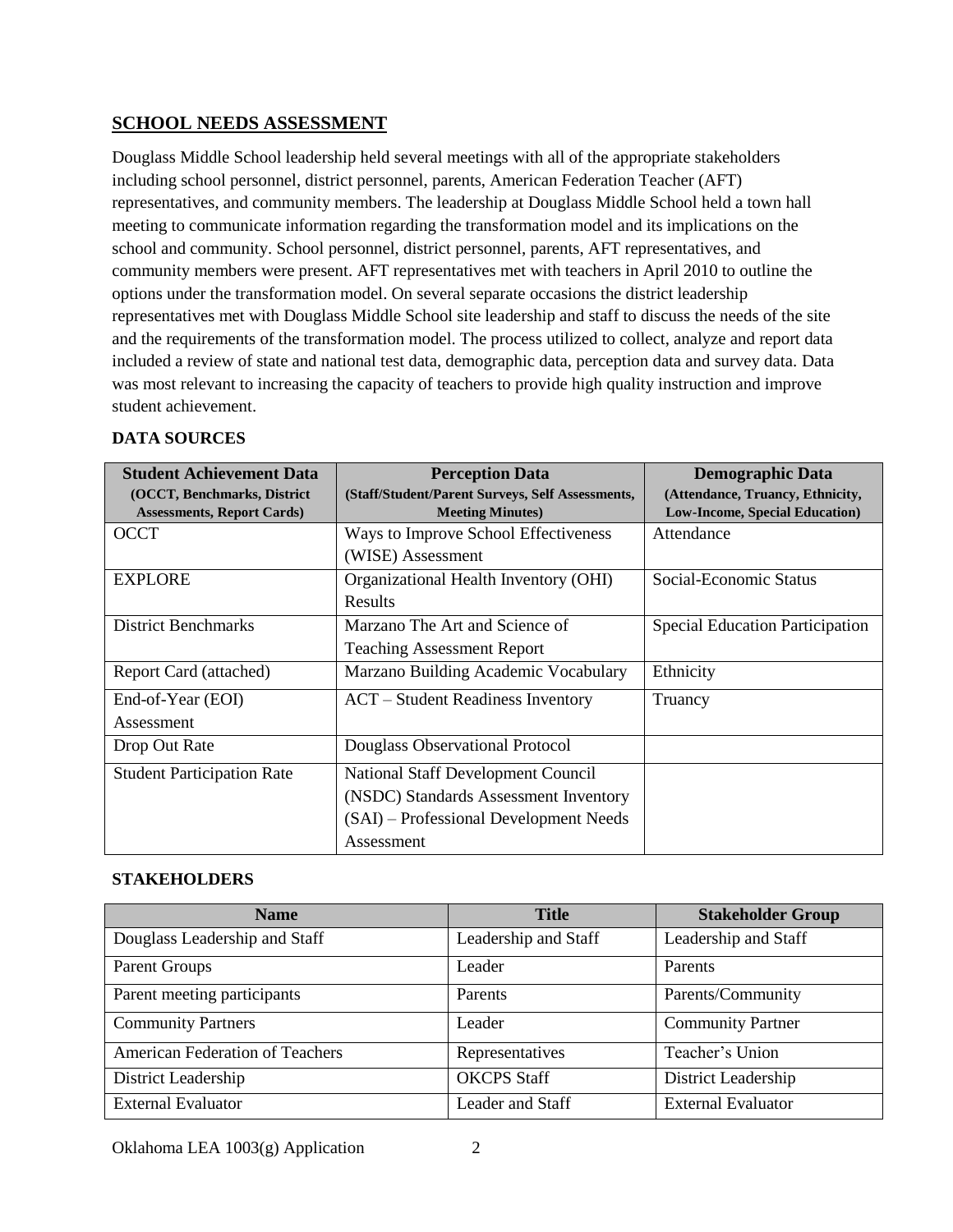## SCHOOL NEEDS ASSESSMENT

Douglass Middle School leadership held several meetings with all of the appropriate stakeholders including school personnel, district personnel, parents, American Federation Teacher (AFT) representatives, and community members. The leadership at Douglass Middle School held a town hall meeting to communicate information regarding the transformation model and its implications on the school and community. School personnel, district personnel, parents, AFT representatives, and community members were present. AFT representatives met with teachers in April 2010 to outline the options under the transformation model. On several separate occasions the district leadership representatives met with Douglass Middle School site leadership and staff to discuss the needs of the site and the requirements of the transformation model. The process utilized to collect, analyze and report data included a review of state and national test data, demographic data, perception data and survey data. Data was most relevant to increasing the capacity of teachers to provide high quality instruction and improve student achievement.

### DATA SOURCES

| **Student Achievement Data** (OCCT, Benchmarks, District Assessments, Report Cards) | **Perception Data** (Staff/Student/Parent Surveys, Self Assessments, Meeting Minutes) | **Demographic Data** (Attendance, Truancy, Ethnicity, Low-Income, Special Education) |
|---|---|---|
| OCCT | Ways to Improve School Effectiveness (WISE) Assessment | Attendance |
| EXPLORE | Organizational Health Inventory (OHI) Results | Social-Economic Status |
| District Benchmarks | Marzano The Art and Science of Teaching Assessment Report | Special Education Participation |
| Report Card (attached) | Marzano Building Academic Vocabulary | Ethnicity |
| End-of-Year (EOI) Assessment | ACT – Student Readiness Inventory | Truancy |
| Drop Out Rate | Douglass Observational Protocol | |
| Student Participation Rate | National Staff Development Council (NSDC) Standards Assessment Inventory (SAI) – Professional Development Needs Assessment | |

### STAKEHOLDERS

| Name | Title | Stakeholder Group |
|---|---|---|
| Douglass Leadership and Staff | Leadership and Staff | Leadership and Staff |
| Parent Groups | Leader | Parents |
| Parent meeting participants | Parents | Parents/Community |
| Community Partners | Leader | Community Partner |
| American Federation of Teachers | Representatives | Teacher's Union |
| District Leadership | OKCPS Staff | District Leadership |
| External Evaluator | Leader and Staff | External Evaluator |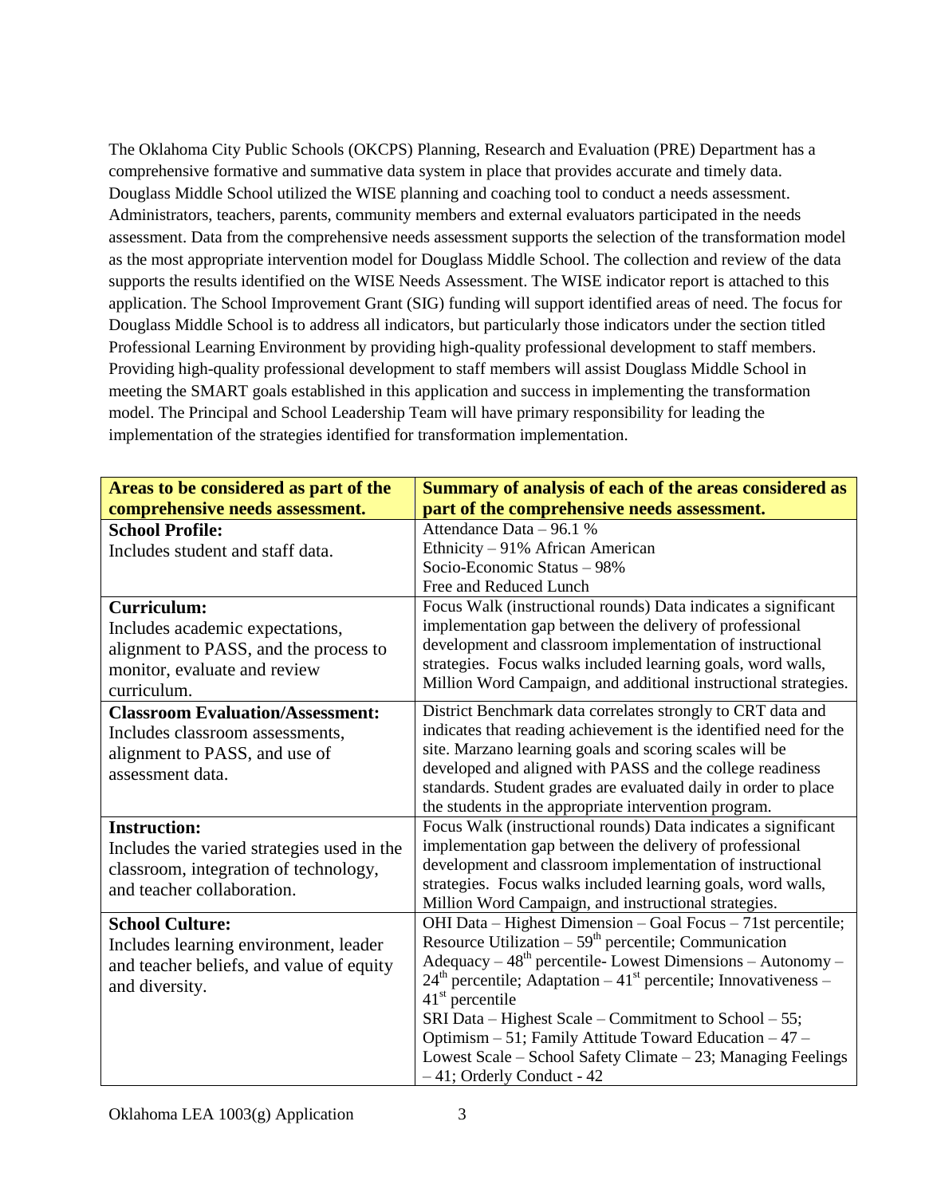The Oklahoma City Public Schools (OKCPS) Planning, Research and Evaluation (PRE) Department has a comprehensive formative and summative data system in place that provides accurate and timely data. Douglass Middle School utilized the WISE planning and coaching tool to conduct a needs assessment. Administrators, teachers, parents, community members and external evaluators participated in the needs assessment. Data from the comprehensive needs assessment supports the selection of the transformation model as the most appropriate intervention model for Douglass Middle School. The collection and review of the data supports the results identified on the WISE Needs Assessment. The WISE indicator report is attached to this application. The School Improvement Grant (SIG) funding will support identified areas of need. The focus for Douglass Middle School is to address all indicators, but particularly those indicators under the section titled Professional Learning Environment by providing high-quality professional development to staff members. Providing high-quality professional development to staff members will assist Douglass Middle School in meeting the SMART goals established in this application and success in implementing the transformation model. The Principal and School Leadership Team will have primary responsibility for leading the implementation of the strategies identified for transformation implementation.

| Areas to be considered as part of the comprehensive needs assessment. | Summary of analysis of each of the areas considered as part of the comprehensive needs assessment. |
|---|---|
| **School Profile:** Includes student and staff data. | Attendance Data – 96.1 % Ethnicity – 91% African American Socio-Economic Status – 98% Free and Reduced Lunch |
| **Curriculum:** Includes academic expectations, alignment to PASS, and the process to monitor, evaluate and review curriculum. | Focus Walk (instructional rounds) Data indicates a significant implementation gap between the delivery of professional development and classroom implementation of instructional strategies. Focus walks included learning goals, word walls, Million Word Campaign, and additional instructional strategies. |
| **Classroom Evaluation/Assessment:** Includes classroom assessments, alignment to PASS, and use of assessment data. | District Benchmark data correlates strongly to CRT data and indicates that reading achievement is the identified need for the site. Marzano learning goals and scoring scales will be developed and aligned with PASS and the college readiness standards. Student grades are evaluated daily in order to place the students in the appropriate intervention program. |
| **Instruction:** Includes the varied strategies used in the classroom, integration of technology, and teacher collaboration. | Focus Walk (instructional rounds) Data indicates a significant implementation gap between the delivery of professional development and classroom implementation of instructional strategies. Focus walks included learning goals, word walls, Million Word Campaign, and instructional strategies. |
| **School Culture:** Includes learning environment, leader and teacher beliefs, and value of equity and diversity. | OHI Data – Highest Dimension – Goal Focus – 71st percentile; Resource Utilization – 59th percentile; Communication Adequacy – 48th percentile- Lowest Dimensions – Autonomy – 24th percentile; Adaptation – 41st percentile; Innovativeness – 41st percentile SRI Data – Highest Scale – Commitment to School – 55; Optimism – 51; Family Attitude Toward Education – 47 – Lowest Scale – School Safety Climate – 23; Managing Feelings – 41; Orderly Conduct - 42 |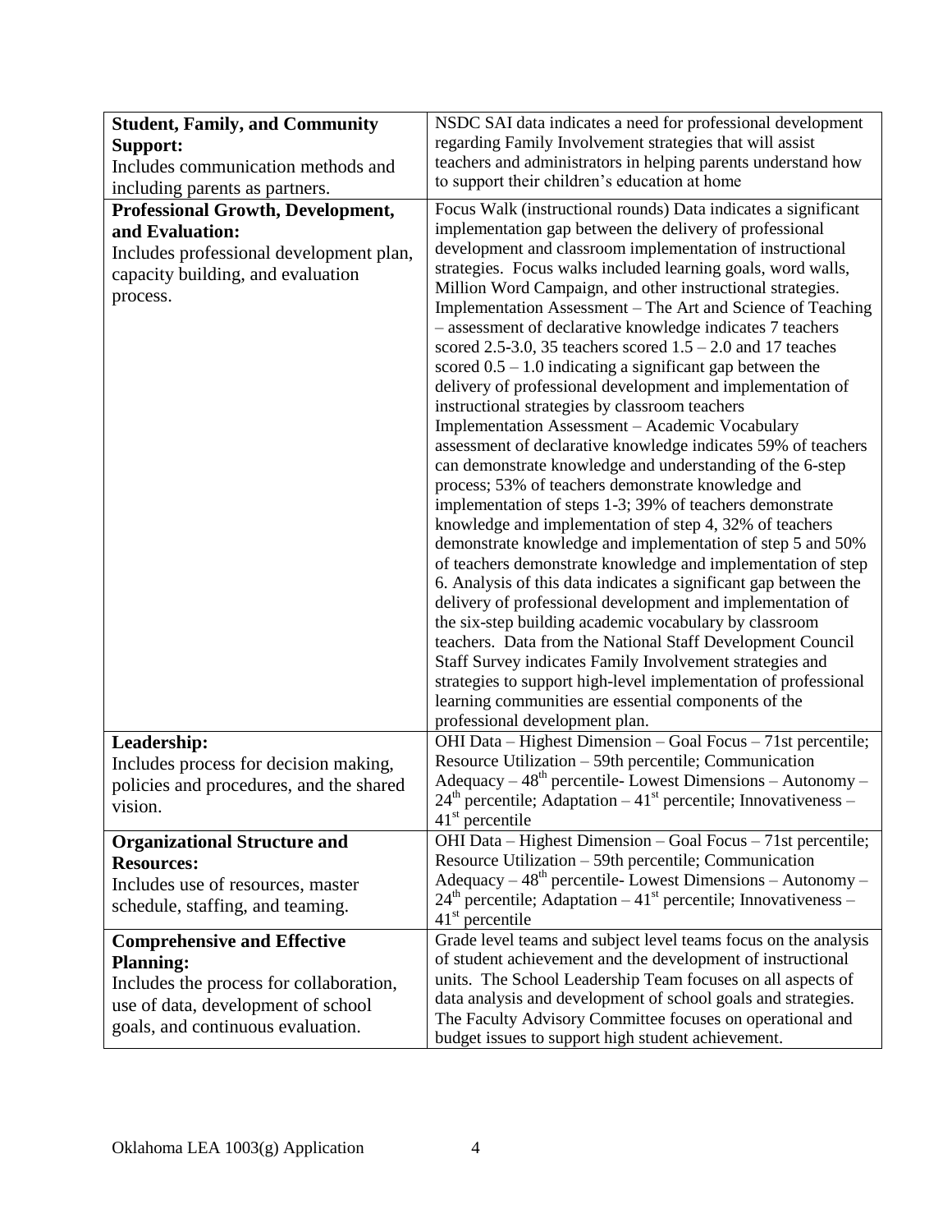| | |
|---|---|
| **Student, Family, and Community Support:** Includes communication methods and including parents as partners. | NSDC SAI data indicates a need for professional development regarding Family Involvement strategies that will assist teachers and administrators in helping parents understand how to support their children's education at home |
| **Professional Growth, Development, and Evaluation:** Includes professional development plan, capacity building, and evaluation process. | Focus Walk (instructional rounds) Data indicates a significant implementation gap between the delivery of professional development and classroom implementation of instructional strategies. Focus walks included learning goals, word walls, Million Word Campaign, and other instructional strategies. Implementation Assessment – The Art and Science of Teaching – assessment of declarative knowledge indicates 7 teachers scored 2.5-3.0, 35 teachers scored 1.5 – 2.0 and 17 teaches scored 0.5 – 1.0 indicating a significant gap between the delivery of professional development and implementation of instructional strategies by classroom teachers Implementation Assessment – Academic Vocabulary assessment of declarative knowledge indicates 59% of teachers can demonstrate knowledge and understanding of the 6-step process; 53% of teachers demonstrate knowledge and implementation of steps 1-3; 39% of teachers demonstrate knowledge and implementation of step 4, 32% of teachers demonstrate knowledge and implementation of step 5 and 50% of teachers demonstrate knowledge and implementation of step 6. Analysis of this data indicates a significant gap between the delivery of professional development and implementation of the six-step building academic vocabulary by classroom teachers. Data from the National Staff Development Council Staff Survey indicates Family Involvement strategies and strategies to support high-level implementation of professional learning communities are essential components of the professional development plan. |
| **Leadership:** Includes process for decision making, policies and procedures, and the shared vision. | OHI Data – Highest Dimension – Goal Focus – 71st percentile; Resource Utilization – 59th percentile; Communication Adequacy – 48th percentile- Lowest Dimensions – Autonomy – 24th percentile; Adaptation – 41st percentile; Innovativeness – 41st percentile |
| **Organizational Structure and Resources:** Includes use of resources, master schedule, staffing, and teaming. | OHI Data – Highest Dimension – Goal Focus – 71st percentile; Resource Utilization – 59th percentile; Communication Adequacy – 48th percentile- Lowest Dimensions – Autonomy – 24th percentile; Adaptation – 41st percentile; Innovativeness – 41st percentile |
| **Comprehensive and Effective Planning:** Includes the process for collaboration, use of data, development of school goals, and continuous evaluation. | Grade level teams and subject level teams focus on the analysis of student achievement and the development of instructional units. The School Leadership Team focuses on all aspects of data analysis and development of school goals and strategies. The Faculty Advisory Committee focuses on operational and budget issues to support high student achievement. |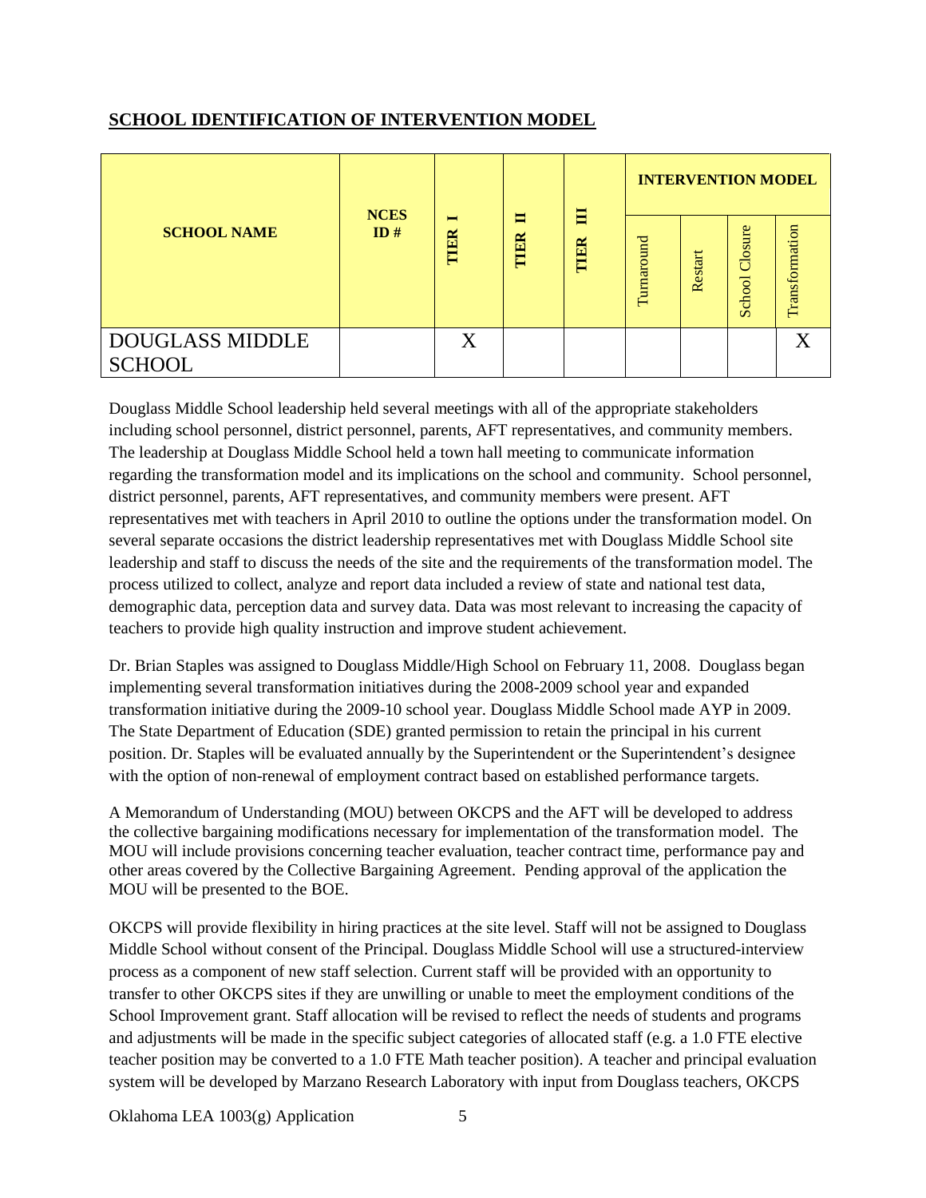## SCHOOL IDENTIFICATION OF INTERVENTION MODEL

| SCHOOL NAME | NCES ID # | TIER I | TIER II | TIER III | INTERVENTION MODEL | | | |
|---|---|---|---|---|---|---|---|---|
| | | | | | Turnaround | Restart | School Closure | Transformation |
| DOUGLASS MIDDLE SCHOOL | | X | | | | | | X |

Douglass Middle School leadership held several meetings with all of the appropriate stakeholders including school personnel, district personnel, parents, AFT representatives, and community members. The leadership at Douglass Middle School held a town hall meeting to communicate information regarding the transformation model and its implications on the school and community. School personnel, district personnel, parents, AFT representatives, and community members were present. AFT representatives met with teachers in April 2010 to outline the options under the transformation model. On several separate occasions the district leadership representatives met with Douglass Middle School site leadership and staff to discuss the needs of the site and the requirements of the transformation model. The process utilized to collect, analyze and report data included a review of state and national test data, demographic data, perception data and survey data. Data was most relevant to increasing the capacity of teachers to provide high quality instruction and improve student achievement.

Dr. Brian Staples was assigned to Douglass Middle/High School on February 11, 2008. Douglass began implementing several transformation initiatives during the 2008-2009 school year and expanded transformation initiative during the 2009-10 school year. Douglass Middle School made AYP in 2009. The State Department of Education (SDE) granted permission to retain the principal in his current position. Dr. Staples will be evaluated annually by the Superintendent or the Superintendent's designee with the option of non-renewal of employment contract based on established performance targets.

A Memorandum of Understanding (MOU) between OKCPS and the AFT will be developed to address the collective bargaining modifications necessary for implementation of the transformation model. The MOU will include provisions concerning teacher evaluation, teacher contract time, performance pay and other areas covered by the Collective Bargaining Agreement. Pending approval of the application the MOU will be presented to the BOE.

OKCPS will provide flexibility in hiring practices at the site level. Staff will not be assigned to Douglass Middle School without consent of the Principal. Douglass Middle School will use a structured-interview process as a component of new staff selection. Current staff will be provided with an opportunity to transfer to other OKCPS sites if they are unwilling or unable to meet the employment conditions of the School Improvement grant. Staff allocation will be revised to reflect the needs of students and programs and adjustments will be made in the specific subject categories of allocated staff (e.g. a 1.0 FTE elective teacher position may be converted to a 1.0 FTE Math teacher position). A teacher and principal evaluation system will be developed by Marzano Research Laboratory with input from Douglass teachers, OKCPS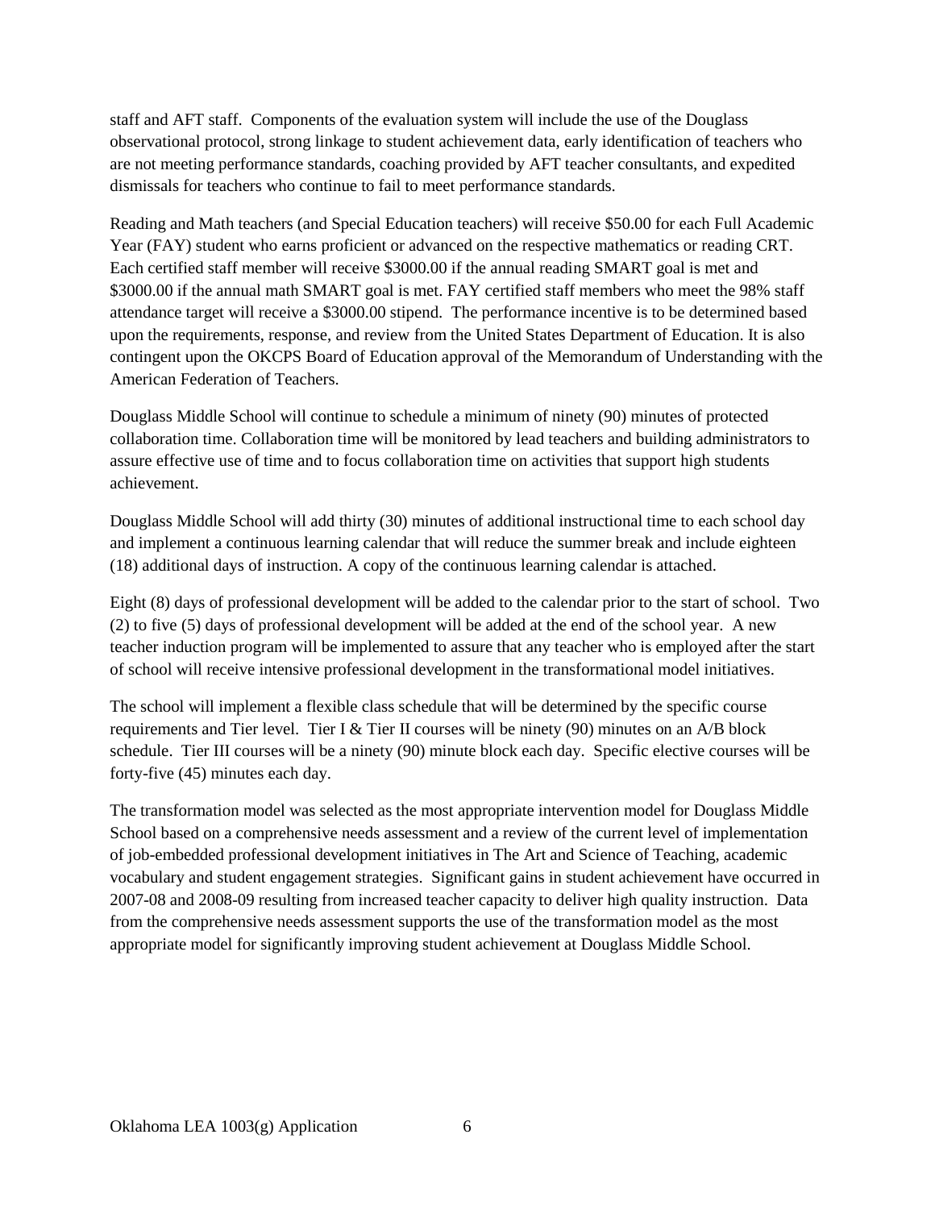staff and AFT staff. Components of the evaluation system will include the use of the Douglass observational protocol, strong linkage to student achievement data, early identification of teachers who are not meeting performance standards, coaching provided by AFT teacher consultants, and expedited dismissals for teachers who continue to fail to meet performance standards.

Reading and Math teachers (and Special Education teachers) will receive $50.00 for each Full Academic Year (FAY) student who earns proficient or advanced on the respective mathematics or reading CRT. Each certified staff member will receive $3000.00 if the annual reading SMART goal is met and $3000.00 if the annual math SMART goal is met. FAY certified staff members who meet the 98% staff attendance target will receive a $3000.00 stipend. The performance incentive is to be determined based upon the requirements, response, and review from the United States Department of Education. It is also contingent upon the OKCPS Board of Education approval of the Memorandum of Understanding with the American Federation of Teachers.

Douglass Middle School will continue to schedule a minimum of ninety (90) minutes of protected collaboration time. Collaboration time will be monitored by lead teachers and building administrators to assure effective use of time and to focus collaboration time on activities that support high students achievement.

Douglass Middle School will add thirty (30) minutes of additional instructional time to each school day and implement a continuous learning calendar that will reduce the summer break and include eighteen (18) additional days of instruction. A copy of the continuous learning calendar is attached.

Eight (8) days of professional development will be added to the calendar prior to the start of school. Two (2) to five (5) days of professional development will be added at the end of the school year. A new teacher induction program will be implemented to assure that any teacher who is employed after the start of school will receive intensive professional development in the transformational model initiatives.

The school will implement a flexible class schedule that will be determined by the specific course requirements and Tier level. Tier I & Tier II courses will be ninety (90) minutes on an A/B block schedule. Tier III courses will be a ninety (90) minute block each day. Specific elective courses will be forty-five (45) minutes each day.

The transformation model was selected as the most appropriate intervention model for Douglass Middle School based on a comprehensive needs assessment and a review of the current level of implementation of job-embedded professional development initiatives in The Art and Science of Teaching, academic vocabulary and student engagement strategies. Significant gains in student achievement have occurred in 2007-08 and 2008-09 resulting from increased teacher capacity to deliver high quality instruction. Data from the comprehensive needs assessment supports the use of the transformation model as the most appropriate model for significantly improving student achievement at Douglass Middle School.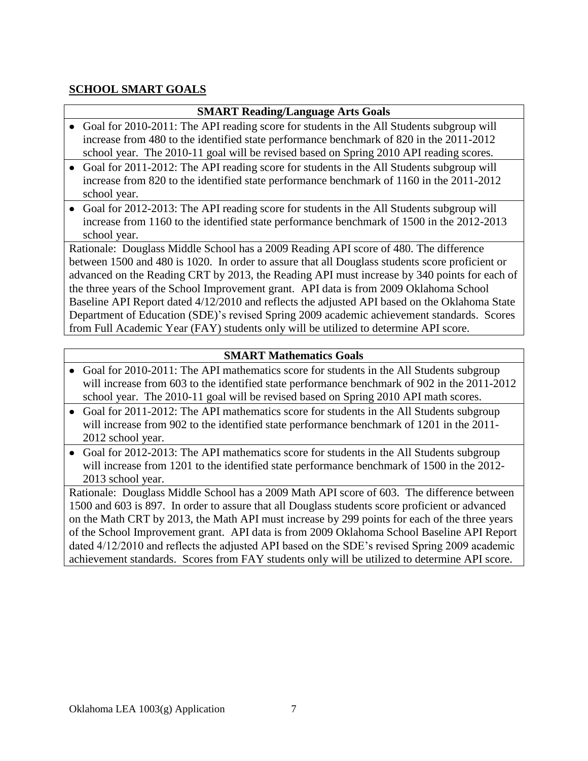## SCHOOL SMART GOALS

| SMART Reading/Language Arts Goals |
|---|
| • Goal for 2010-2011: The API reading score for students in the All Students subgroup will increase from 480 to the identified state performance benchmark of 820 in the 2011-2012 school year. The 2010-11 goal will be revised based on Spring 2010 API reading scores. |
| • Goal for 2011-2012: The API reading score for students in the All Students subgroup will increase from 820 to the identified state performance benchmark of 1160 in the 2011-2012 school year. |
| • Goal for 2012-2013: The API reading score for students in the All Students subgroup will increase from 1160 to the identified state performance benchmark of 1500 in the 2012-2013 school year. |
| Rationale: Douglass Middle School has a 2009 Reading API score of 480. The difference between 1500 and 480 is 1020. In order to assure that all Douglass students score proficient or advanced on the Reading CRT by 2013, the Reading API must increase by 340 points for each of the three years of the School Improvement grant. API data is from 2009 Oklahoma School Baseline API Report dated 4/12/2010 and reflects the adjusted API based on the Oklahoma State Department of Education (SDE)'s revised Spring 2009 academic achievement standards. Scores from Full Academic Year (FAY) students only will be utilized to determine API score. |

| SMART Mathematics Goals |
|---|
| • Goal for 2010-2011: The API mathematics score for students in the All Students subgroup will increase from 603 to the identified state performance benchmark of 902 in the 2011-2012 school year. The 2010-11 goal will be revised based on Spring 2010 API math scores. |
| • Goal for 2011-2012: The API mathematics score for students in the All Students subgroup will increase from 902 to the identified state performance benchmark of 1201 in the 2011-2012 school year. |
| • Goal for 2012-2013: The API mathematics score for students in the All Students subgroup will increase from 1201 to the identified state performance benchmark of 1500 in the 2012-2013 school year. |
| Rationale: Douglass Middle School has a 2009 Math API score of 603. The difference between 1500 and 603 is 897. In order to assure that all Douglass students score proficient or advanced on the Math CRT by 2013, the Math API must increase by 299 points for each of the three years of the School Improvement grant. API data is from 2009 Oklahoma School Baseline API Report dated 4/12/2010 and reflects the adjusted API based on the SDE's revised Spring 2009 academic achievement standards. Scores from FAY students only will be utilized to determine API score. |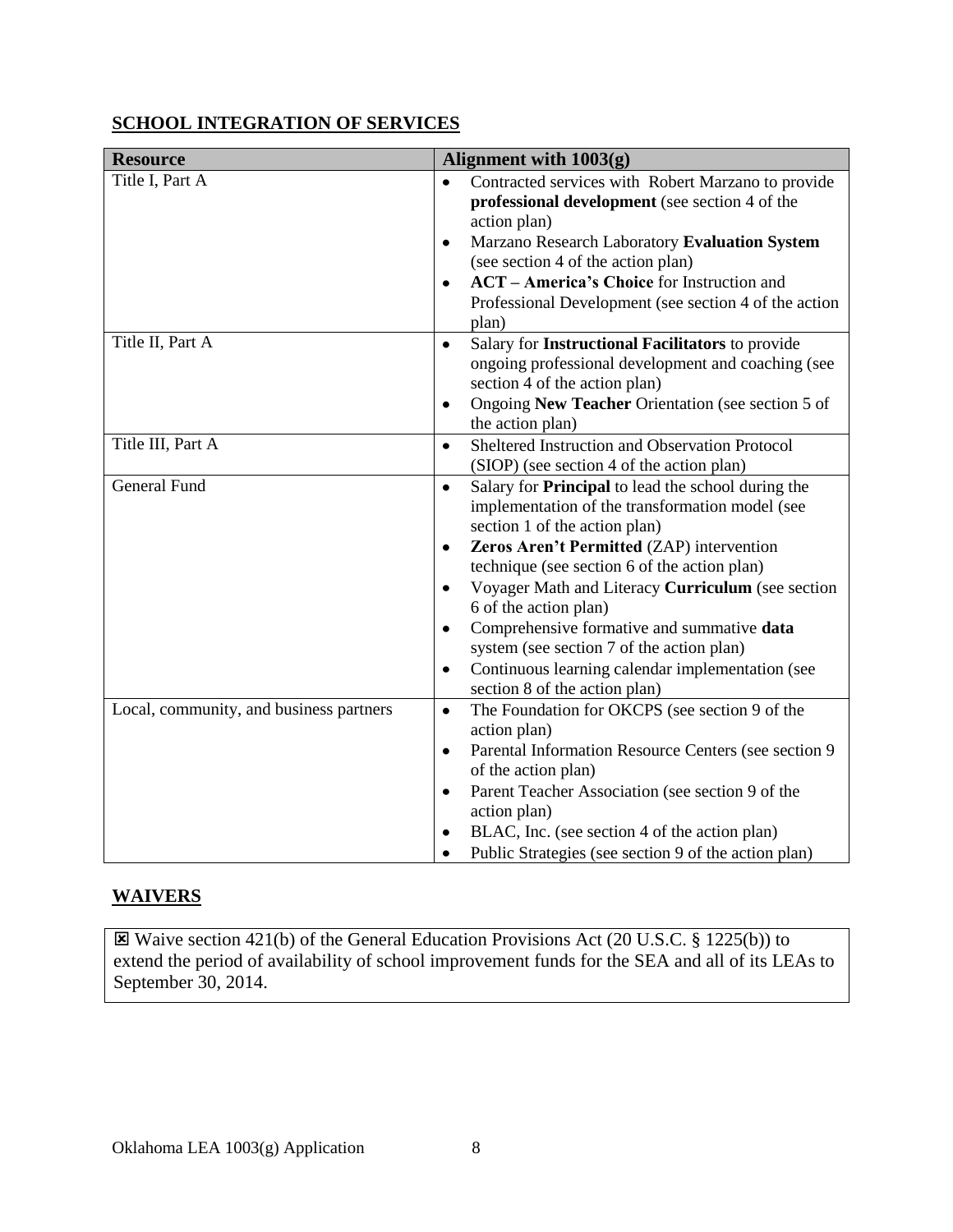## SCHOOL INTEGRATION OF SERVICES

| Resource | Alignment with 1003(g) |
|---|---|
| Title I, Part A | • Contracted services with Robert Marzano to provide **professional development** (see section 4 of the action plan)<br>• Marzano Research Laboratory **Evaluation System** (see section 4 of the action plan)<br>• **ACT – America's Choice** for Instruction and Professional Development (see section 4 of the action plan) |
| Title II, Part A | • Salary for **Instructional Facilitators** to provide ongoing professional development and coaching (see section 4 of the action plan)<br>• Ongoing **New Teacher** Orientation (see section 5 of the action plan) |
| Title III, Part A | • Sheltered Instruction and Observation Protocol (SIOP) (see section 4 of the action plan) |
| General Fund | • Salary for **Principal** to lead the school during the implementation of the transformation model (see section 1 of the action plan)<br>• **Zeros Aren't Permitted** (ZAP) intervention technique (see section 6 of the action plan)<br>• Voyager Math and Literacy **Curriculum** (see section 6 of the action plan)<br>• Comprehensive formative and summative **data** system (see section 7 of the action plan)<br>• Continuous learning calendar implementation (see section 8 of the action plan) |
| Local, community, and business partners | • The Foundation for OKCPS (see section 9 of the action plan)<br>• Parental Information Resource Centers (see section 9 of the action plan)<br>• Parent Teacher Association (see section 9 of the action plan)<br>• BLAC, Inc. (see section 4 of the action plan)<br>• Public Strategies (see section 9 of the action plan) |

## WAIVERS

☒ Waive section 421(b) of the General Education Provisions Act (20 U.S.C. § 1225(b)) to extend the period of availability of school improvement funds for the SEA and all of its LEAs to September 30, 2014.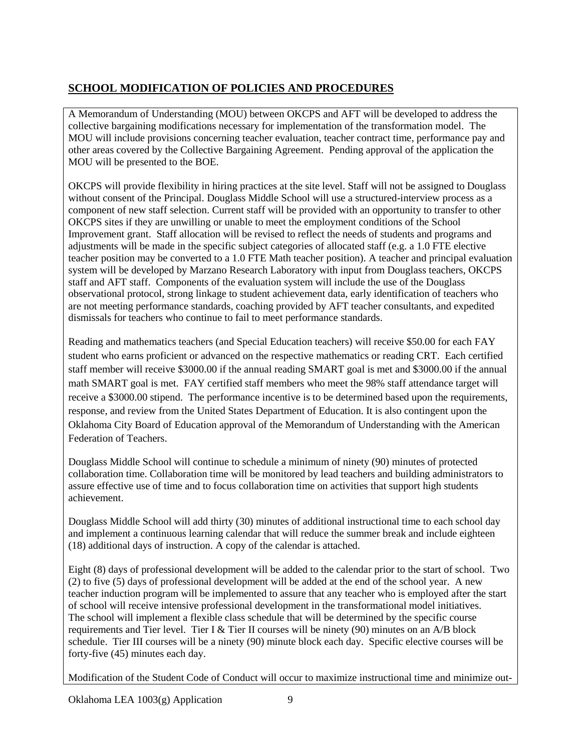## SCHOOL MODIFICATION OF POLICIES AND PROCEDURES

A Memorandum of Understanding (MOU) between OKCPS and AFT will be developed to address the collective bargaining modifications necessary for implementation of the transformation model. The MOU will include provisions concerning teacher evaluation, teacher contract time, performance pay and other areas covered by the Collective Bargaining Agreement. Pending approval of the application the MOU will be presented to the BOE.

OKCPS will provide flexibility in hiring practices at the site level. Staff will not be assigned to Douglass without consent of the Principal. Douglass Middle School will use a structured-interview process as a component of new staff selection. Current staff will be provided with an opportunity to transfer to other OKCPS sites if they are unwilling or unable to meet the employment conditions of the School Improvement grant. Staff allocation will be revised to reflect the needs of students and programs and adjustments will be made in the specific subject categories of allocated staff (e.g. a 1.0 FTE elective teacher position may be converted to a 1.0 FTE Math teacher position). A teacher and principal evaluation system will be developed by Marzano Research Laboratory with input from Douglass teachers, OKCPS staff and AFT staff. Components of the evaluation system will include the use of the Douglass observational protocol, strong linkage to student achievement data, early identification of teachers who are not meeting performance standards, coaching provided by AFT teacher consultants, and expedited dismissals for teachers who continue to fail to meet performance standards.

Reading and mathematics teachers (and Special Education teachers) will receive $50.00 for each FAY student who earns proficient or advanced on the respective mathematics or reading CRT. Each certified staff member will receive $3000.00 if the annual reading SMART goal is met and $3000.00 if the annual math SMART goal is met. FAY certified staff members who meet the 98% staff attendance target will receive a $3000.00 stipend. The performance incentive is to be determined based upon the requirements, response, and review from the United States Department of Education. It is also contingent upon the Oklahoma City Board of Education approval of the Memorandum of Understanding with the American Federation of Teachers.

Douglass Middle School will continue to schedule a minimum of ninety (90) minutes of protected collaboration time. Collaboration time will be monitored by lead teachers and building administrators to assure effective use of time and to focus collaboration time on activities that support high students achievement.

Douglass Middle School will add thirty (30) minutes of additional instructional time to each school day and implement a continuous learning calendar that will reduce the summer break and include eighteen (18) additional days of instruction. A copy of the calendar is attached.

Eight (8) days of professional development will be added to the calendar prior to the start of school. Two (2) to five (5) days of professional development will be added at the end of the school year. A new teacher induction program will be implemented to assure that any teacher who is employed after the start of school will receive intensive professional development in the transformational model initiatives. The school will implement a flexible class schedule that will be determined by the specific course requirements and Tier level. Tier I & Tier II courses will be ninety (90) minutes on an A/B block schedule. Tier III courses will be a ninety (90) minute block each day. Specific elective courses will be forty-five (45) minutes each day.

Modification of the Student Code of Conduct will occur to maximize instructional time and minimize out-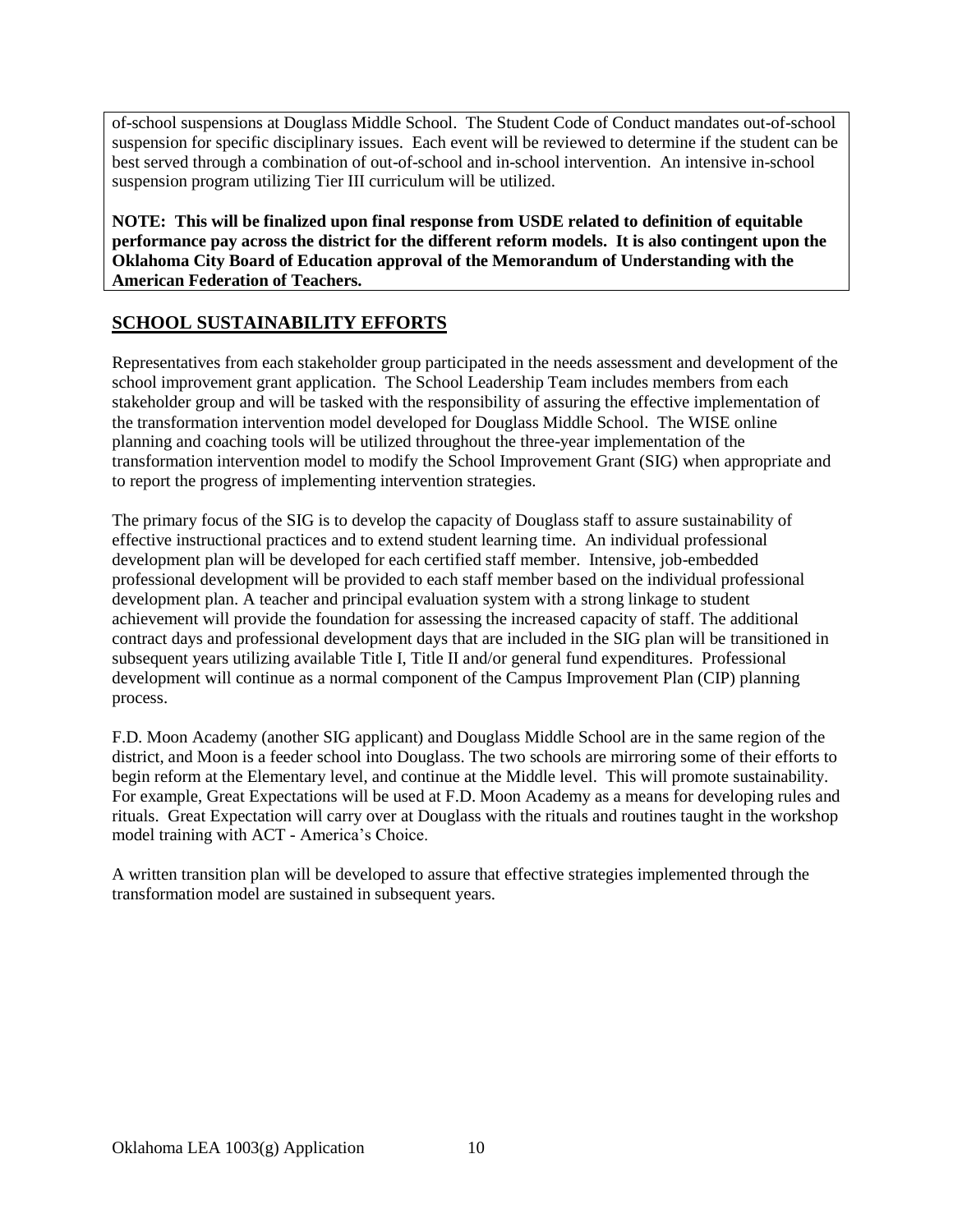of-school suspensions at Douglass Middle School. The Student Code of Conduct mandates out-of-school suspension for specific disciplinary issues. Each event will be reviewed to determine if the student can be best served through a combination of out-of-school and in-school intervention. An intensive in-school suspension program utilizing Tier III curriculum will be utilized.

**NOTE: This will be finalized upon final response from USDE related to definition of equitable performance pay across the district for the different reform models. It is also contingent upon the Oklahoma City Board of Education approval of the Memorandum of Understanding with the American Federation of Teachers.**

## SCHOOL SUSTAINABILITY EFFORTS

Representatives from each stakeholder group participated in the needs assessment and development of the school improvement grant application. The School Leadership Team includes members from each stakeholder group and will be tasked with the responsibility of assuring the effective implementation of the transformation intervention model developed for Douglass Middle School. The WISE online planning and coaching tools will be utilized throughout the three-year implementation of the transformation intervention model to modify the School Improvement Grant (SIG) when appropriate and to report the progress of implementing intervention strategies.

The primary focus of the SIG is to develop the capacity of Douglass staff to assure sustainability of effective instructional practices and to extend student learning time. An individual professional development plan will be developed for each certified staff member. Intensive, job-embedded professional development will be provided to each staff member based on the individual professional development plan. A teacher and principal evaluation system with a strong linkage to student achievement will provide the foundation for assessing the increased capacity of staff. The additional contract days and professional development days that are included in the SIG plan will be transitioned in subsequent years utilizing available Title I, Title II and/or general fund expenditures. Professional development will continue as a normal component of the Campus Improvement Plan (CIP) planning process.

F.D. Moon Academy (another SIG applicant) and Douglass Middle School are in the same region of the district, and Moon is a feeder school into Douglass. The two schools are mirroring some of their efforts to begin reform at the Elementary level, and continue at the Middle level. This will promote sustainability. For example, Great Expectations will be used at F.D. Moon Academy as a means for developing rules and rituals. Great Expectation will carry over at Douglass with the rituals and routines taught in the workshop model training with ACT - America's Choice.

A written transition plan will be developed to assure that effective strategies implemented through the transformation model are sustained in subsequent years.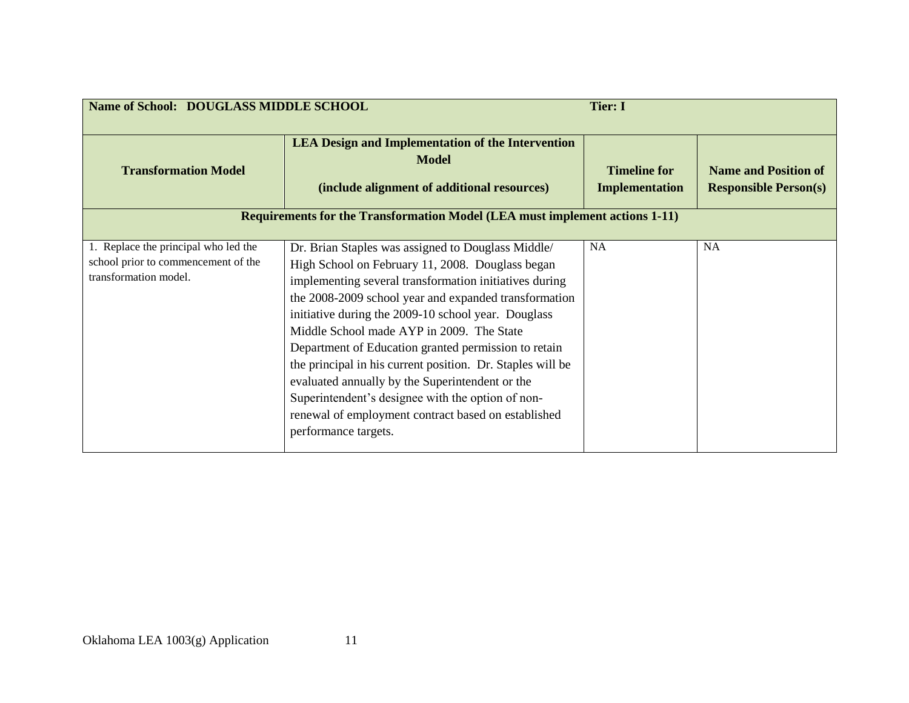| Name of School: DOUGLASS MIDDLE SCHOOL | | Tier: I | |
|---|---|---|---|
| **Transformation Model** | **LEA Design and Implementation of the Intervention Model (include alignment of additional resources)** | **Timeline for Implementation** | **Name and Position of Responsible Person(s)** |
| **Requirements for the Transformation Model (LEA must implement actions 1-11)** | | | |
| 1. Replace the principal who led the school prior to commencement of the transformation model. | Dr. Brian Staples was assigned to Douglass Middle/ High School on February 11, 2008. Douglass began implementing several transformation initiatives during the 2008-2009 school year and expanded transformation initiative during the 2009-10 school year. Douglass Middle School made AYP in 2009. The State Department of Education granted permission to retain the principal in his current position. Dr. Staples will be evaluated annually by the Superintendent or the Superintendent's designee with the option of non-renewal of employment contract based on established performance targets. | NA | NA |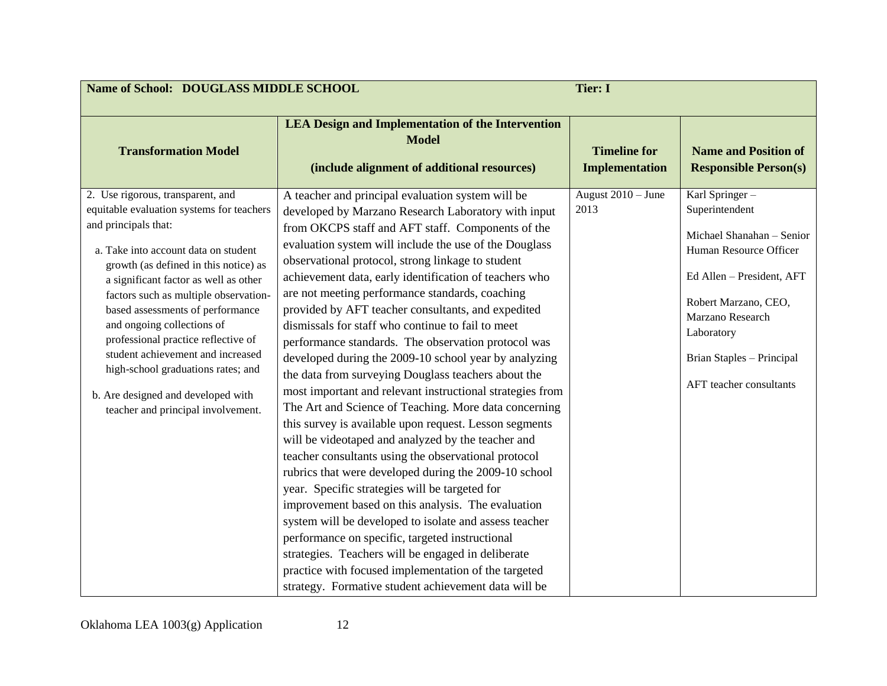| Name of School: DOUGLASS MIDDLE SCHOOL | | Tier: I | |
|---|---|---|---|
| **Transformation Model** | **LEA Design and Implementation of the Intervention Model**<br><br>**(include alignment of additional resources)** | **Timeline for Implementation** | **Name and Position of Responsible Person(s)** |
| 2. Use rigorous, transparent, and equitable evaluation systems for teachers and principals that:<br><br>a. Take into account data on student growth (as defined in this notice) as a significant factor as well as other factors such as multiple observation-based assessments of performance and ongoing collections of professional practice reflective of student achievement and increased high-school graduations rates; and<br><br>b. Are designed and developed with teacher and principal involvement. | A teacher and principal evaluation system will be developed by Marzano Research Laboratory with input from OKCPS staff and AFT staff. Components of the evaluation system will include the use of the Douglass observational protocol, strong linkage to student achievement data, early identification of teachers who are not meeting performance standards, coaching provided by AFT teacher consultants, and expedited dismissals for staff who continue to fail to meet performance standards. The observation protocol was developed during the 2009-10 school year by analyzing the data from surveying Douglass teachers about the most important and relevant instructional strategies from The Art and Science of Teaching. More data concerning this survey is available upon request. Lesson segments will be videotaped and analyzed by the teacher and teacher consultants using the observational protocol rubrics that were developed during the 2009-10 school year. Specific strategies will be targeted for improvement based on this analysis. The evaluation system will be developed to isolate and assess teacher performance on specific, targeted instructional strategies. Teachers will be engaged in deliberate practice with focused implementation of the targeted strategy. Formative student achievement data will be | August 2010 – June 2013 | Karl Springer – Superintendent<br><br>Michael Shanahan – Senior Human Resource Officer<br><br>Ed Allen – President, AFT<br><br>Robert Marzano, CEO, Marzano Research Laboratory<br><br>Brian Staples – Principal<br><br>AFT teacher consultants |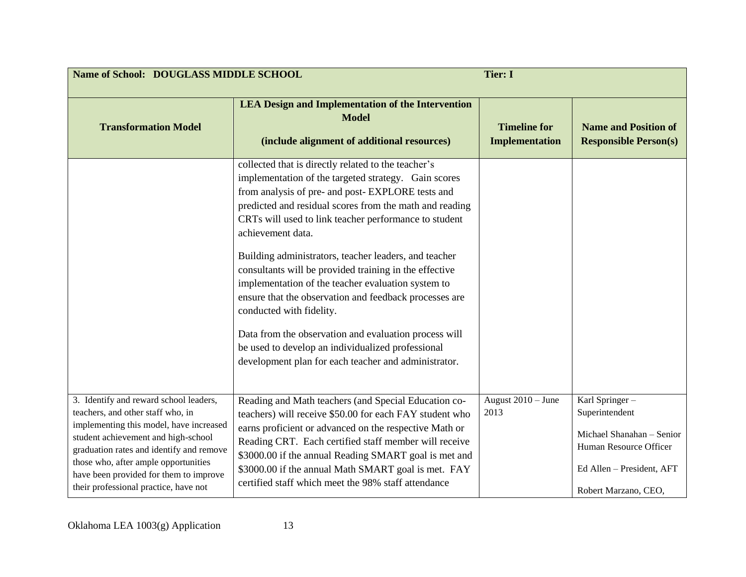| Name of School: DOUGLASS MIDDLE SCHOOL | | Tier: I | |
|---|---|---|---|
| **Transformation Model** | **LEA Design and Implementation of the Intervention Model (include alignment of additional resources)** | **Timeline for Implementation** | **Name and Position of Responsible Person(s)** |
| | collected that is directly related to the teacher's implementation of the targeted strategy. Gain scores from analysis of pre- and post- EXPLORE tests and predicted and residual scores from the math and reading CRTs will used to link teacher performance to student achievement data.<br><br>Building administrators, teacher leaders, and teacher consultants will be provided training in the effective implementation of the teacher evaluation system to ensure that the observation and feedback processes are conducted with fidelity.<br><br>Data from the observation and evaluation process will be used to develop an individualized professional development plan for each teacher and administrator. | | |
| 3. Identify and reward school leaders, teachers, and other staff who, in implementing this model, have increased student achievement and high-school graduation rates and identify and remove those who, after ample opportunities have been provided for them to improve their professional practice, have not | Reading and Math teachers (and Special Education co-teachers) will receive $50.00 for each FAY student who earns proficient or advanced on the respective Math or Reading CRT. Each certified staff member will receive $3000.00 if the annual Reading SMART goal is met and $3000.00 if the annual Math SMART goal is met. FAY certified staff which meet the 98% staff attendance | August 2010 – June 2013 | Karl Springer – Superintendent<br><br>Michael Shanahan – Senior Human Resource Officer<br><br>Ed Allen – President, AFT<br><br>Robert Marzano, CEO, |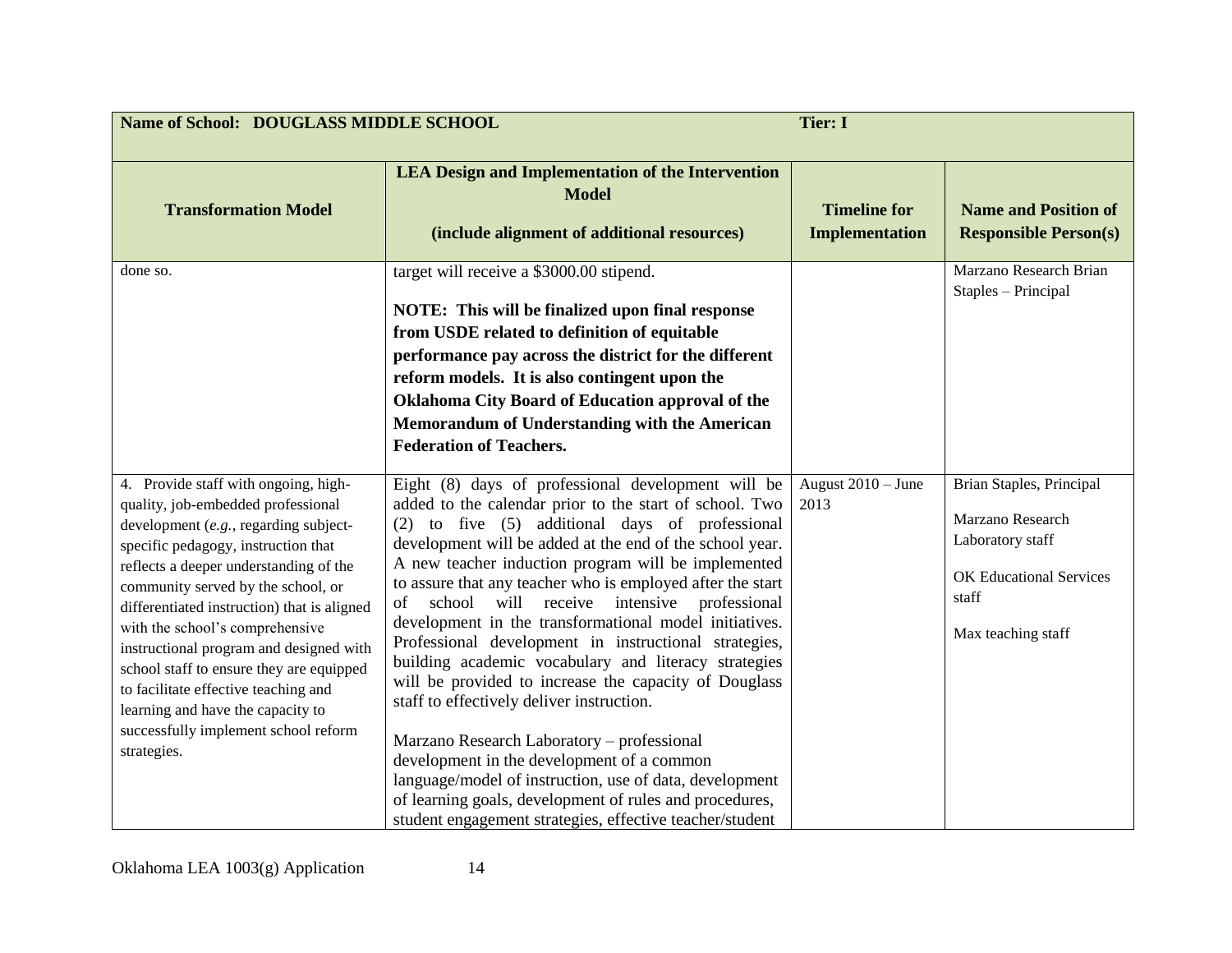| Name of School: DOUGLASS MIDDLE SCHOOL | | Tier: I | |
|---|---|---|---|
| **Transformation Model** | **LEA Design and Implementation of the Intervention Model**<br><br>**(include alignment of additional resources)** | **Timeline for Implementation** | **Name and Position of Responsible Person(s)** |
| done so. | target will receive a $3000.00 stipend.<br><br>**NOTE: This will be finalized upon final response from USDE related to definition of equitable performance pay across the district for the different reform models. It is also contingent upon the Oklahoma City Board of Education approval of the Memorandum of Understanding with the American Federation of Teachers.** | | Marzano Research Brian Staples – Principal |
| 4. Provide staff with ongoing, high-quality, job-embedded professional development (*e.g.*, regarding subject-specific pedagogy, instruction that reflects a deeper understanding of the community served by the school, or differentiated instruction) that is aligned with the school's comprehensive instructional program and designed with school staff to ensure they are equipped to facilitate effective teaching and learning and have the capacity to successfully implement school reform strategies. | Eight (8) days of professional development will be added to the calendar prior to the start of school. Two (2) to five (5) additional days of professional development will be added at the end of the school year. A new teacher induction program will be implemented to assure that any teacher who is employed after the start of school will receive intensive professional development in the transformational model initiatives. Professional development in instructional strategies, building academic vocabulary and literacy strategies will be provided to increase the capacity of Douglass staff to effectively deliver instruction.<br><br>Marzano Research Laboratory – professional development in the development of a common language/model of instruction, use of data, development of learning goals, development of rules and procedures, student engagement strategies, effective teacher/student | August 2010 – June 2013 | Brian Staples, Principal<br><br>Marzano Research Laboratory staff<br><br>OK Educational Services staff<br><br>Max teaching staff |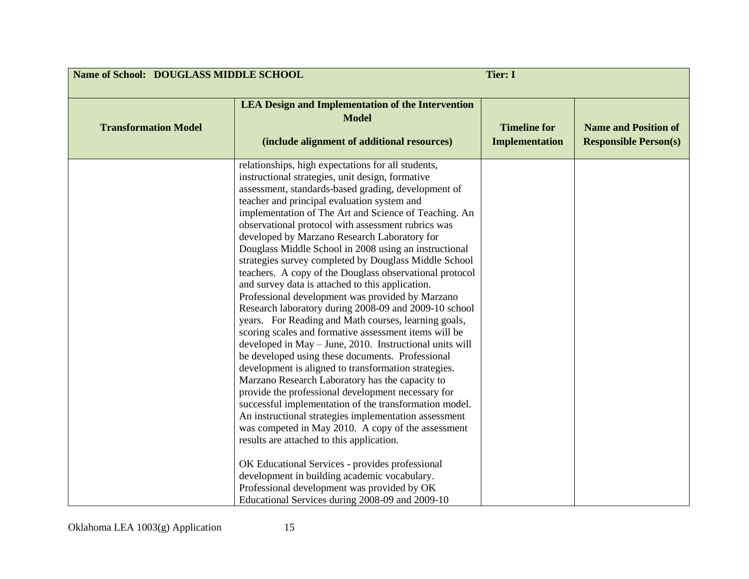| Name of School: DOUGLASS MIDDLE SCHOOL | | Tier: I | |
|---|---|---|---|
| **Transformation Model** | **LEA Design and Implementation of the Intervention Model**<br><br>**(include alignment of additional resources)** | **Timeline for Implementation** | **Name and Position of Responsible Person(s)** |
| | relationships, high expectations for all students, instructional strategies, unit design, formative assessment, standards-based grading, development of teacher and principal evaluation system and implementation of The Art and Science of Teaching. An observational protocol with assessment rubrics was developed by Marzano Research Laboratory for Douglass Middle School in 2008 using an instructional strategies survey completed by Douglass Middle School teachers. A copy of the Douglass observational protocol and survey data is attached to this application. Professional development was provided by Marzano Research laboratory during 2008-09 and 2009-10 school years. For Reading and Math courses, learning goals, scoring scales and formative assessment items will be developed in May – June, 2010. Instructional units will be developed using these documents. Professional development is aligned to transformation strategies. Marzano Research Laboratory has the capacity to provide the professional development necessary for successful implementation of the transformation model. An instructional strategies implementation assessment was competed in May 2010. A copy of the assessment results are attached to this application.<br><br>OK Educational Services - provides professional development in building academic vocabulary. Professional development was provided by OK Educational Services during 2008-09 and 2009-10 | | |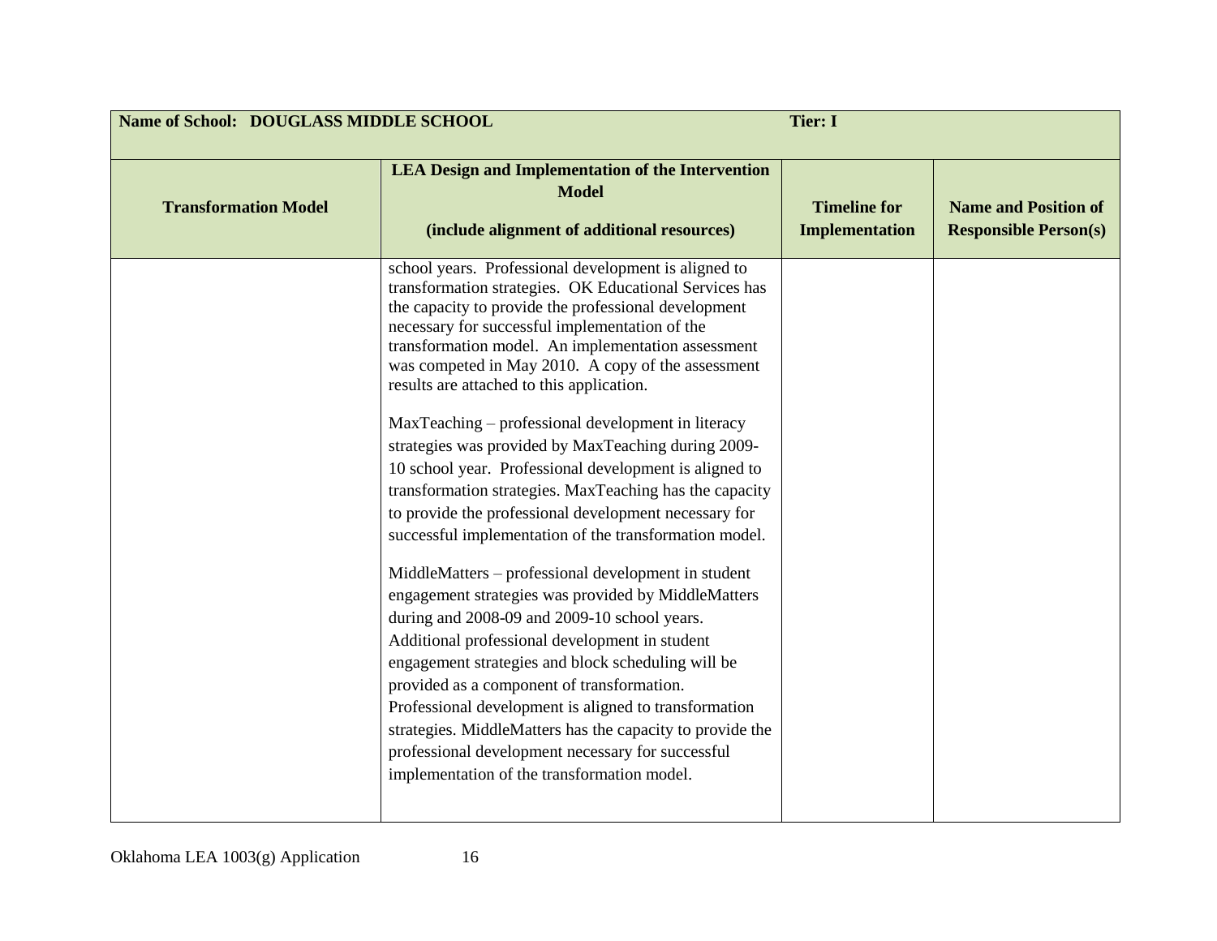| Name of School: DOUGLASS MIDDLE SCHOOL | | Tier: I | |
|---|---|---|---|
| **Transformation Model** | **LEA Design and Implementation of the Intervention Model**<br><br>**(include alignment of additional resources)** | **Timeline for Implementation** | **Name and Position of Responsible Person(s)** |
| | school years. Professional development is aligned to transformation strategies. OK Educational Services has the capacity to provide the professional development necessary for successful implementation of the transformation model. An implementation assessment was competed in May 2010. A copy of the assessment results are attached to this application.<br><br>MaxTeaching – professional development in literacy strategies was provided by MaxTeaching during 2009-10 school year. Professional development is aligned to transformation strategies. MaxTeaching has the capacity to provide the professional development necessary for successful implementation of the transformation model.<br><br>MiddleMatters – professional development in student engagement strategies was provided by MiddleMatters during and 2008-09 and 2009-10 school years. Additional professional development in student engagement strategies and block scheduling will be provided as a component of transformation. Professional development is aligned to transformation strategies. MiddleMatters has the capacity to provide the professional development necessary for successful implementation of the transformation model. | | |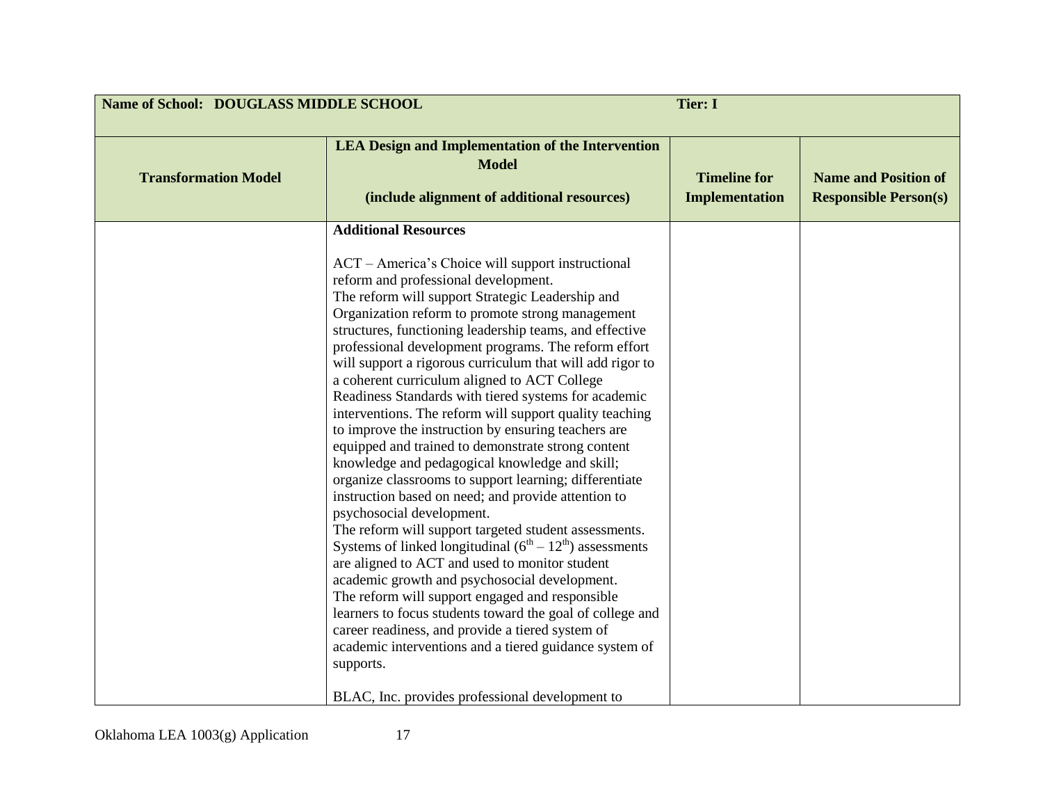| Name of School: DOUGLASS MIDDLE SCHOOL | | Tier: I | |
|---|---|---|---|
| **Transformation Model** | **LEA Design and Implementation of the Intervention Model**<br><br>**(include alignment of additional resources)** | **Timeline for Implementation** | **Name and Position of Responsible Person(s)** |
| | **Additional Resources**<br><br>ACT – America's Choice will support instructional reform and professional development.<br>The reform will support Strategic Leadership and Organization reform to promote strong management structures, functioning leadership teams, and effective professional development programs. The reform effort will support a rigorous curriculum that will add rigor to a coherent curriculum aligned to ACT College Readiness Standards with tiered systems for academic interventions. The reform will support quality teaching to improve the instruction by ensuring teachers are equipped and trained to demonstrate strong content knowledge and pedagogical knowledge and skill; organize classrooms to support learning; differentiate instruction based on need; and provide attention to psychosocial development.<br>The reform will support targeted student assessments. Systems of linked longitudinal ($6^{th}$ – $12^{th}$) assessments are aligned to ACT and used to monitor student academic growth and psychosocial development.<br>The reform will support engaged and responsible learners to focus students toward the goal of college and career readiness, and provide a tiered system of academic interventions and a tiered guidance system of supports.<br><br>BLAC, Inc. provides professional development to | | |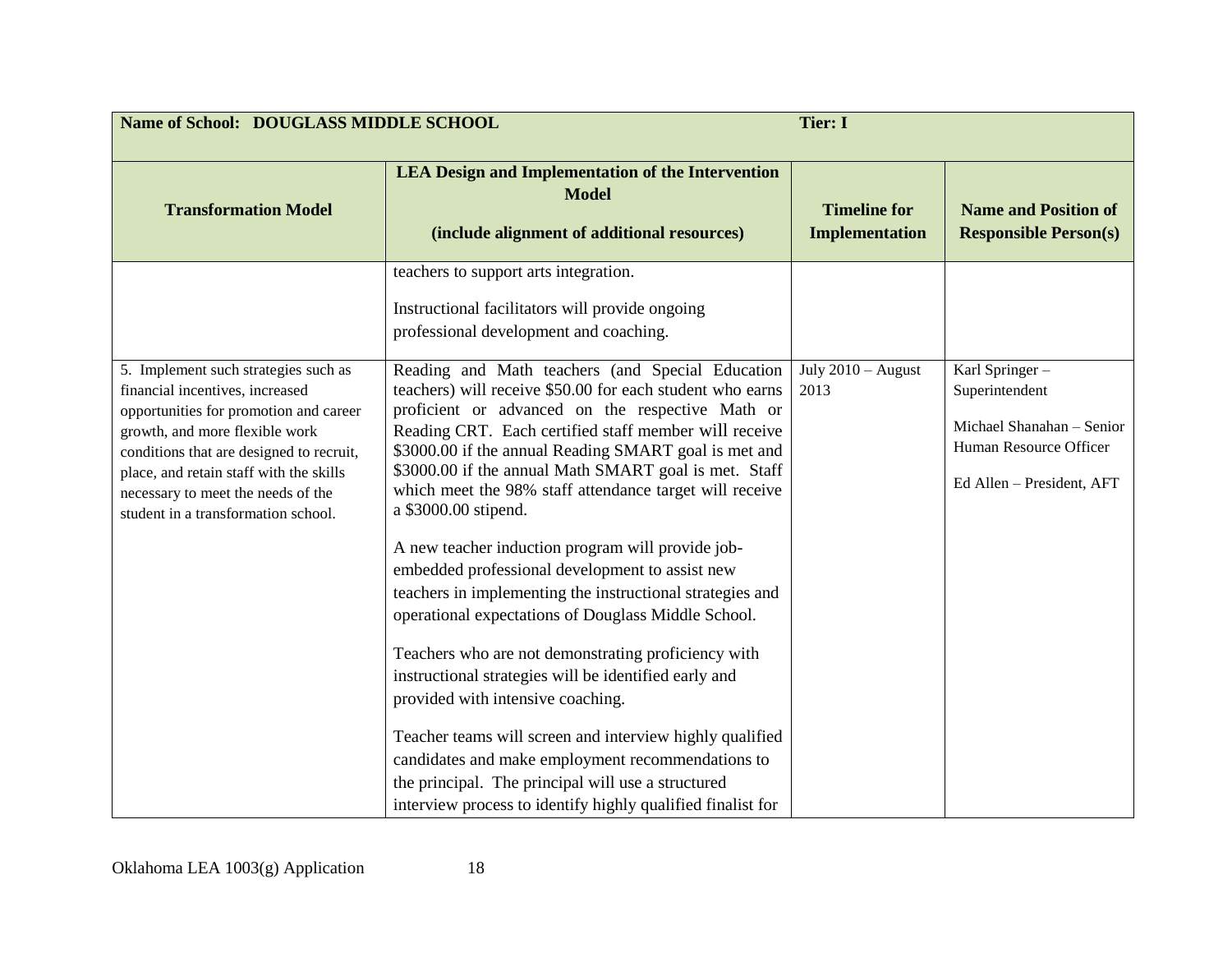| **Name of School: DOUGLASS MIDDLE SCHOOL** | | **Tier: I** | |
|---|---|---|---|
| **Transformation Model** | **LEA Design and Implementation of the Intervention Model**<br><br>**(include alignment of additional resources)** | **Timeline for Implementation** | **Name and Position of Responsible Person(s)** |
| | teachers to support arts integration.<br><br>Instructional facilitators will provide ongoing professional development and coaching. | | |
| 5. Implement such strategies such as financial incentives, increased opportunities for promotion and career growth, and more flexible work conditions that are designed to recruit, place, and retain staff with the skills necessary to meet the needs of the student in a transformation school. | Reading and Math teachers (and Special Education teachers) will receive $50.00 for each student who earns proficient or advanced on the respective Math or Reading CRT. Each certified staff member will receive $3000.00 if the annual Reading SMART goal is met and $3000.00 if the annual Math SMART goal is met. Staff which meet the 98% staff attendance target will receive a $3000.00 stipend.<br><br>A new teacher induction program will provide job-embedded professional development to assist new teachers in implementing the instructional strategies and operational expectations of Douglass Middle School.<br><br>Teachers who are not demonstrating proficiency with instructional strategies will be identified early and provided with intensive coaching.<br><br>Teacher teams will screen and interview highly qualified candidates and make employment recommendations to the principal. The principal will use a structured interview process to identify highly qualified finalist for | July 2010 – August 2013 | Karl Springer – Superintendent<br><br>Michael Shanahan – Senior Human Resource Officer<br><br>Ed Allen – President, AFT |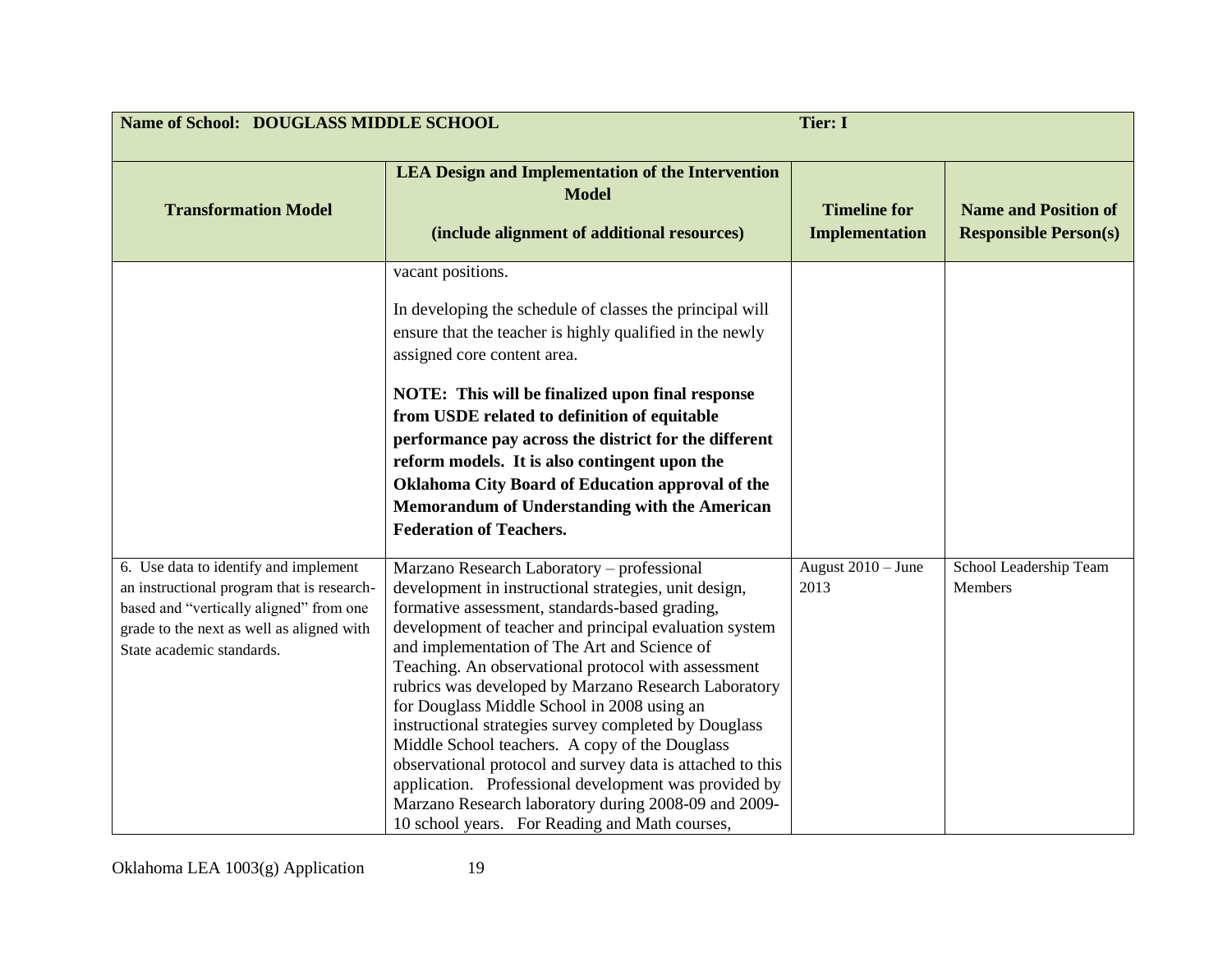| Name of School: DOUGLASS MIDDLE SCHOOL | | Tier: I | |
|---|---|---|---|
| **Transformation Model** | **LEA Design and Implementation of the Intervention Model (include alignment of additional resources)** | **Timeline for Implementation** | **Name and Position of Responsible Person(s)** |
| | vacant positions.<br><br>In developing the schedule of classes the principal will ensure that the teacher is highly qualified in the newly assigned core content area.<br><br>**NOTE: This will be finalized upon final response from USDE related to definition of equitable performance pay across the district for the different reform models. It is also contingent upon the Oklahoma City Board of Education approval of the Memorandum of Understanding with the American Federation of Teachers.** | | |
| 6. Use data to identify and implement an instructional program that is research-based and "vertically aligned" from one grade to the next as well as aligned with State academic standards. | Marzano Research Laboratory – professional development in instructional strategies, unit design, formative assessment, standards-based grading, development of teacher and principal evaluation system and implementation of The Art and Science of Teaching. An observational protocol with assessment rubrics was developed by Marzano Research Laboratory for Douglass Middle School in 2008 using an instructional strategies survey completed by Douglass Middle School teachers. A copy of the Douglass observational protocol and survey data is attached to this application. Professional development was provided by Marzano Research laboratory during 2008-09 and 2009-10 school years. For Reading and Math courses, | August 2010 – June 2013 | School Leadership Team Members |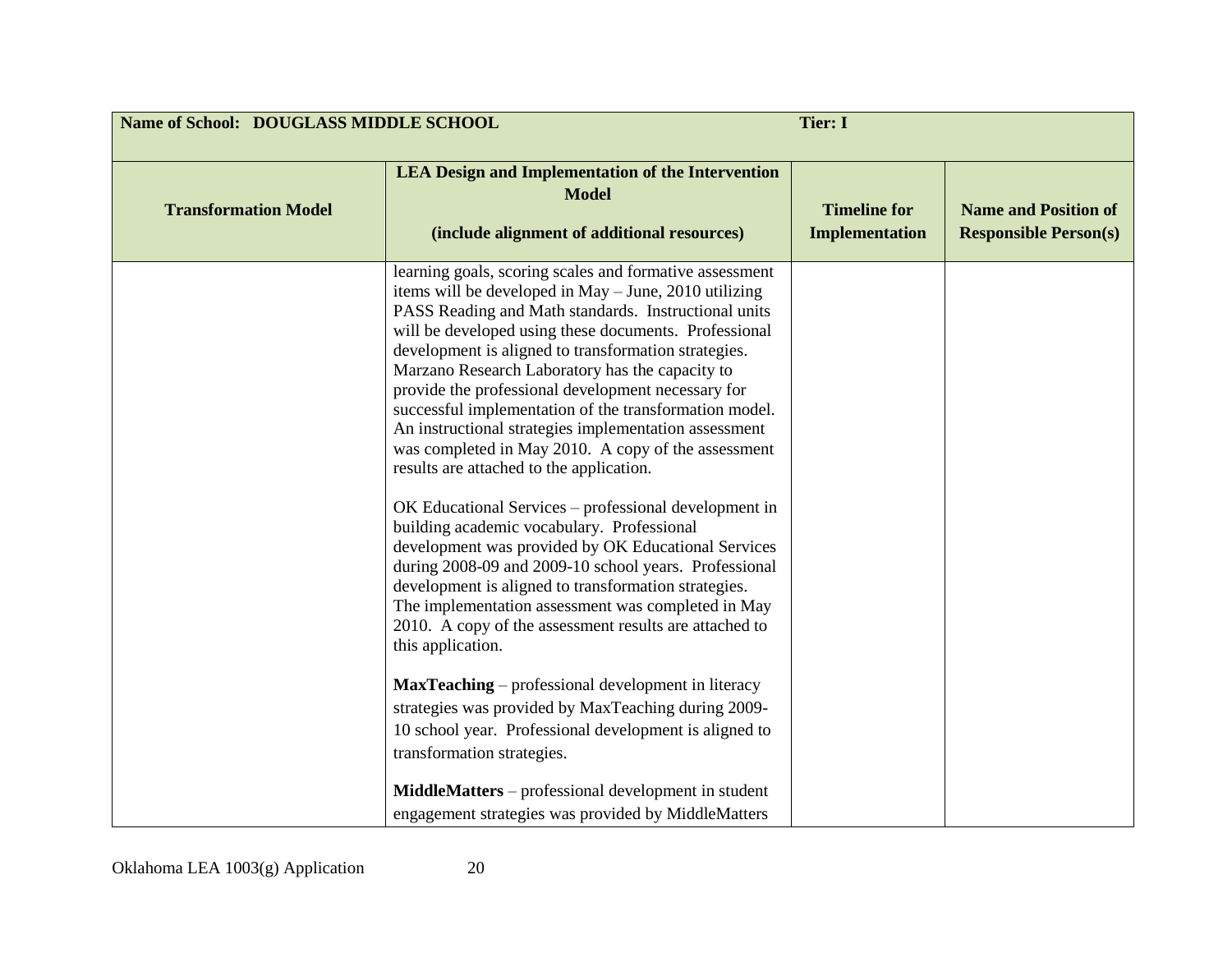| Name of School: DOUGLASS MIDDLE SCHOOL | | Tier: I | |
|---|---|---|---|
| **Transformation Model** | **LEA Design and Implementation of the Intervention Model**<br><br>**(include alignment of additional resources)** | **Timeline for Implementation** | **Name and Position of Responsible Person(s)** |
| | learning goals, scoring scales and formative assessment items will be developed in May – June, 2010 utilizing PASS Reading and Math standards. Instructional units will be developed using these documents. Professional development is aligned to transformation strategies. Marzano Research Laboratory has the capacity to provide the professional development necessary for successful implementation of the transformation model. An instructional strategies implementation assessment was completed in May 2010. A copy of the assessment results are attached to the application.<br><br>OK Educational Services – professional development in building academic vocabulary. Professional development was provided by OK Educational Services during 2008-09 and 2009-10 school years. Professional development is aligned to transformation strategies. The implementation assessment was completed in May 2010. A copy of the assessment results are attached to this application.<br><br>**MaxTeaching** – professional development in literacy strategies was provided by MaxTeaching during 2009-10 school year. Professional development is aligned to transformation strategies.<br><br>**MiddleMatters** – professional development in student engagement strategies was provided by MiddleMatters | | |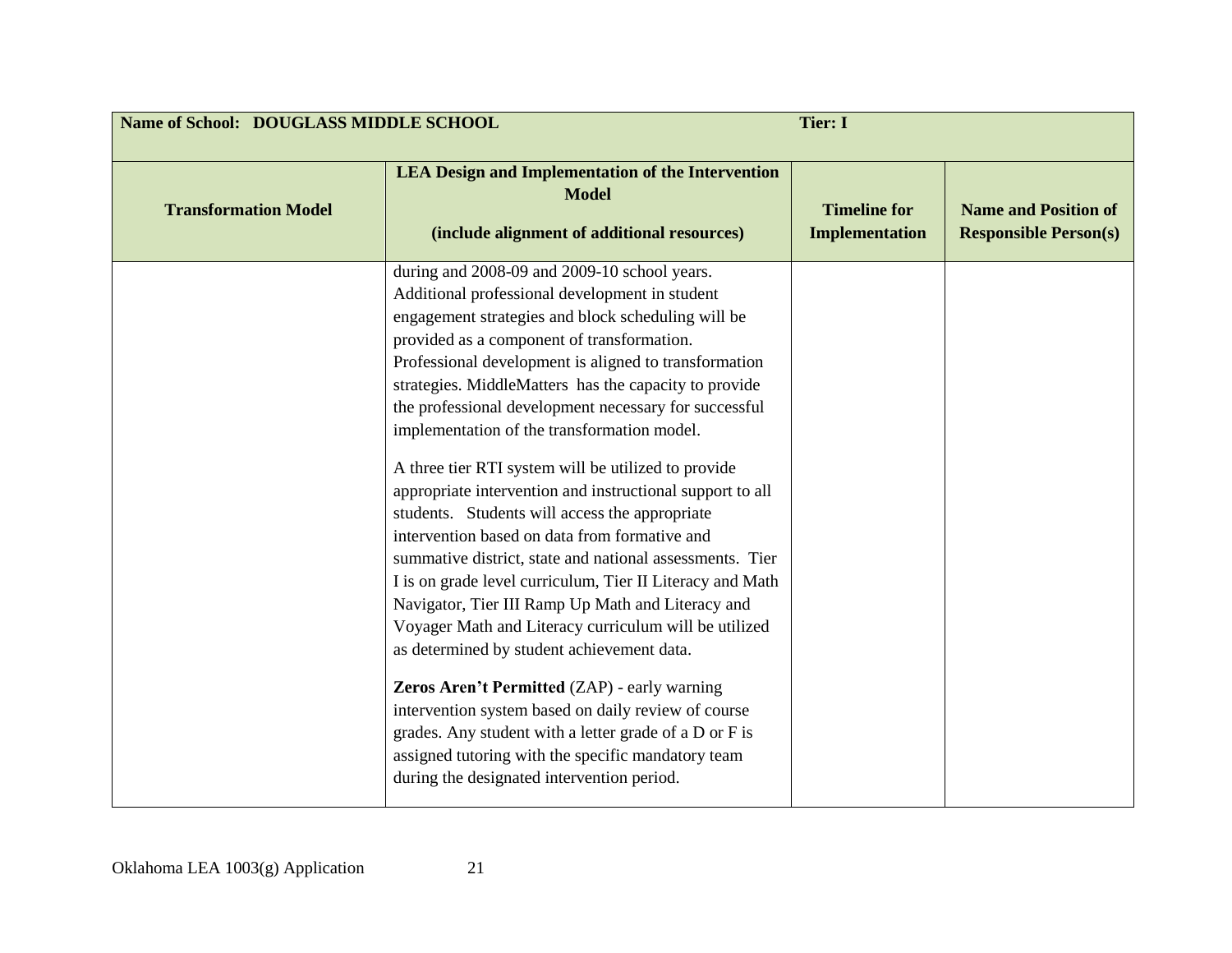| Name of School: DOUGLASS MIDDLE SCHOOL | | Tier: I | |
|---|---|---|---|
| **Transformation Model** | **LEA Design and Implementation of the Intervention Model**<br><br>**(include alignment of additional resources)** | **Timeline for Implementation** | **Name and Position of Responsible Person(s)** |
| | during and 2008-09 and 2009-10 school years. Additional professional development in student engagement strategies and block scheduling will be provided as a component of transformation. Professional development is aligned to transformation strategies. MiddleMatters has the capacity to provide the professional development necessary for successful implementation of the transformation model.<br><br>A three tier RTI system will be utilized to provide appropriate intervention and instructional support to all students. Students will access the appropriate intervention based on data from formative and summative district, state and national assessments. Tier I is on grade level curriculum, Tier II Literacy and Math Navigator, Tier III Ramp Up Math and Literacy and Voyager Math and Literacy curriculum will be utilized as determined by student achievement data.<br><br>**Zeros Aren't Permitted** (ZAP) - early warning intervention system based on daily review of course grades. Any student with a letter grade of a D or F is assigned tutoring with the specific mandatory team during the designated intervention period. | | |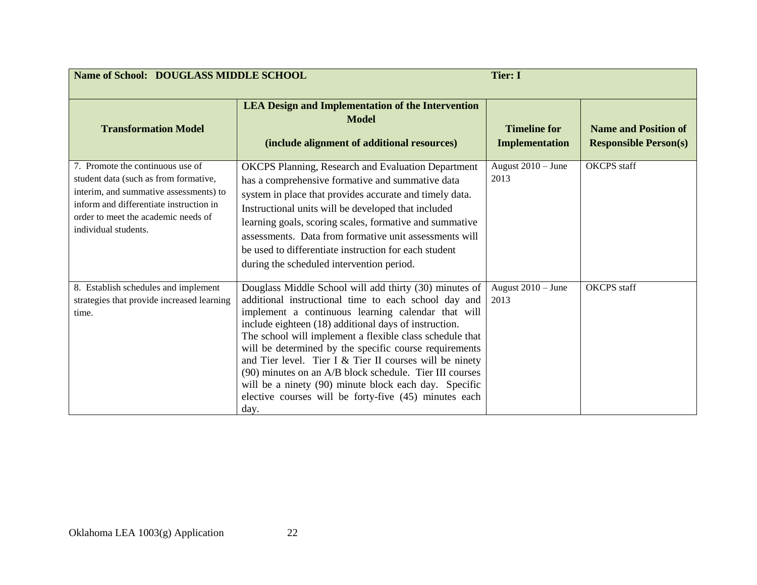| **Name of School: DOUGLASS MIDDLE SCHOOL** | | **Tier: I** | |
|---|---|---|---|
| **Transformation Model** | **LEA Design and Implementation of the Intervention Model (include alignment of additional resources)** | **Timeline for Implementation** | **Name and Position of Responsible Person(s)** |
| 7. Promote the continuous use of student data (such as from formative, interim, and summative assessments) to inform and differentiate instruction in order to meet the academic needs of individual students. | OKCPS Planning, Research and Evaluation Department has a comprehensive formative and summative data system in place that provides accurate and timely data. Instructional units will be developed that included learning goals, scoring scales, formative and summative assessments. Data from formative unit assessments will be used to differentiate instruction for each student during the scheduled intervention period. | August 2010 – June 2013 | OKCPS staff |
| 8. Establish schedules and implement strategies that provide increased learning time. | Douglass Middle School will add thirty (30) minutes of additional instructional time to each school day and implement a continuous learning calendar that will include eighteen (18) additional days of instruction. The school will implement a flexible class schedule that will be determined by the specific course requirements and Tier level. Tier I & Tier II courses will be ninety (90) minutes on an A/B block schedule. Tier III courses will be a ninety (90) minute block each day. Specific elective courses will be forty-five (45) minutes each day. | August 2010 – June 2013 | OKCPS staff |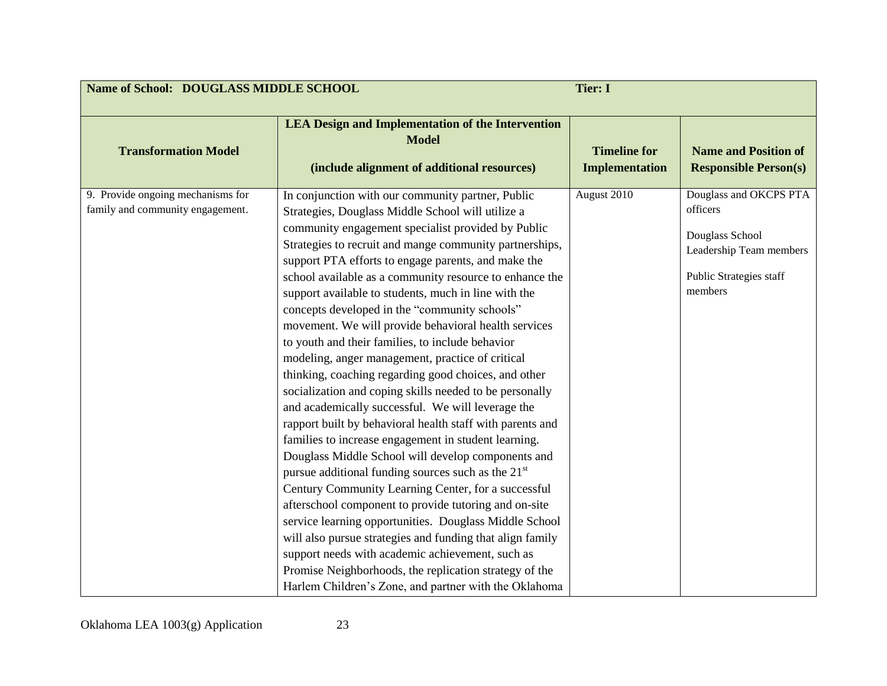| Name of School: DOUGLASS MIDDLE SCHOOL | | Tier: I | |
|---|---|---|---|
| **Transformation Model** | **LEA Design and Implementation of the Intervention Model**<br><br>**(include alignment of additional resources)** | **Timeline for Implementation** | **Name and Position of Responsible Person(s)** |
| 9. Provide ongoing mechanisms for family and community engagement. | In conjunction with our community partner, Public Strategies, Douglass Middle School will utilize a community engagement specialist provided by Public Strategies to recruit and mange community partnerships, support PTA efforts to engage parents, and make the school available as a community resource to enhance the support available to students, much in line with the concepts developed in the "community schools" movement. We will provide behavioral health services to youth and their families, to include behavior modeling, anger management, practice of critical thinking, coaching regarding good choices, and other socialization and coping skills needed to be personally and academically successful. We will leverage the rapport built by behavioral health staff with parents and families to increase engagement in student learning. Douglass Middle School will develop components and pursue additional funding sources such as the 21st Century Community Learning Center, for a successful afterschool component to provide tutoring and on-site service learning opportunities. Douglass Middle School will also pursue strategies and funding that align family support needs with academic achievement, such as Promise Neighborhoods, the replication strategy of the Harlem Children's Zone, and partner with the Oklahoma | August 2010 | Douglass and OKCPS PTA officers<br><br>Douglass School Leadership Team members<br><br>Public Strategies staff members |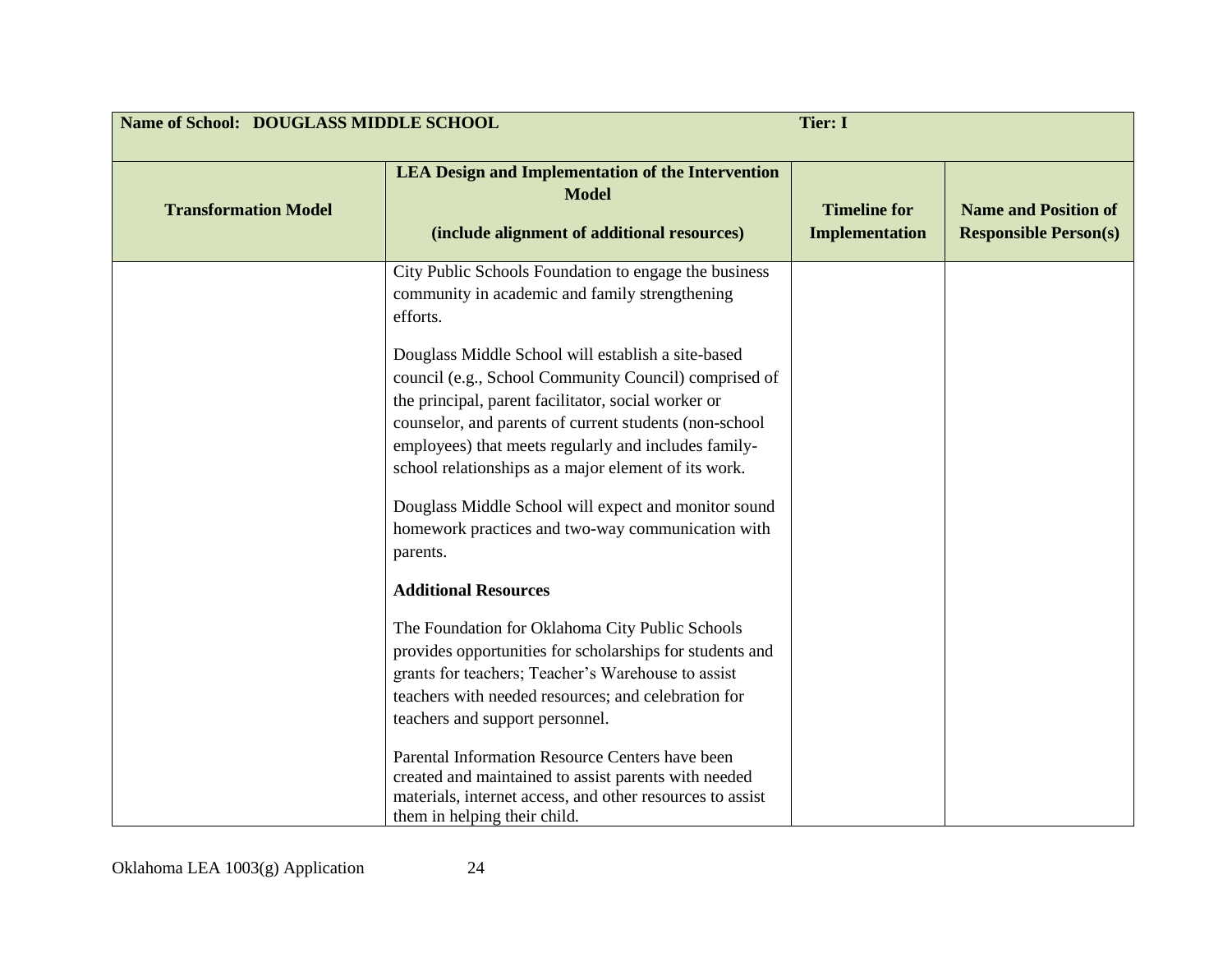| Name of School: DOUGLASS MIDDLE SCHOOL | | Tier: I | |
|---|---|---|---|
| **Transformation Model** | **LEA Design and Implementation of the Intervention Model**<br><br>**(include alignment of additional resources)** | **Timeline for Implementation** | **Name and Position of Responsible Person(s)** |
| | City Public Schools Foundation to engage the business community in academic and family strengthening efforts.<br><br>Douglass Middle School will establish a site-based council (e.g., School Community Council) comprised of the principal, parent facilitator, social worker or counselor, and parents of current students (non-school employees) that meets regularly and includes family-school relationships as a major element of its work.<br><br>Douglass Middle School will expect and monitor sound homework practices and two-way communication with parents.<br><br>**Additional Resources**<br><br>The Foundation for Oklahoma City Public Schools provides opportunities for scholarships for students and grants for teachers; Teacher's Warehouse to assist teachers with needed resources; and celebration for teachers and support personnel.<br><br>Parental Information Resource Centers have been created and maintained to assist parents with needed materials, internet access, and other resources to assist them in helping their child. | | |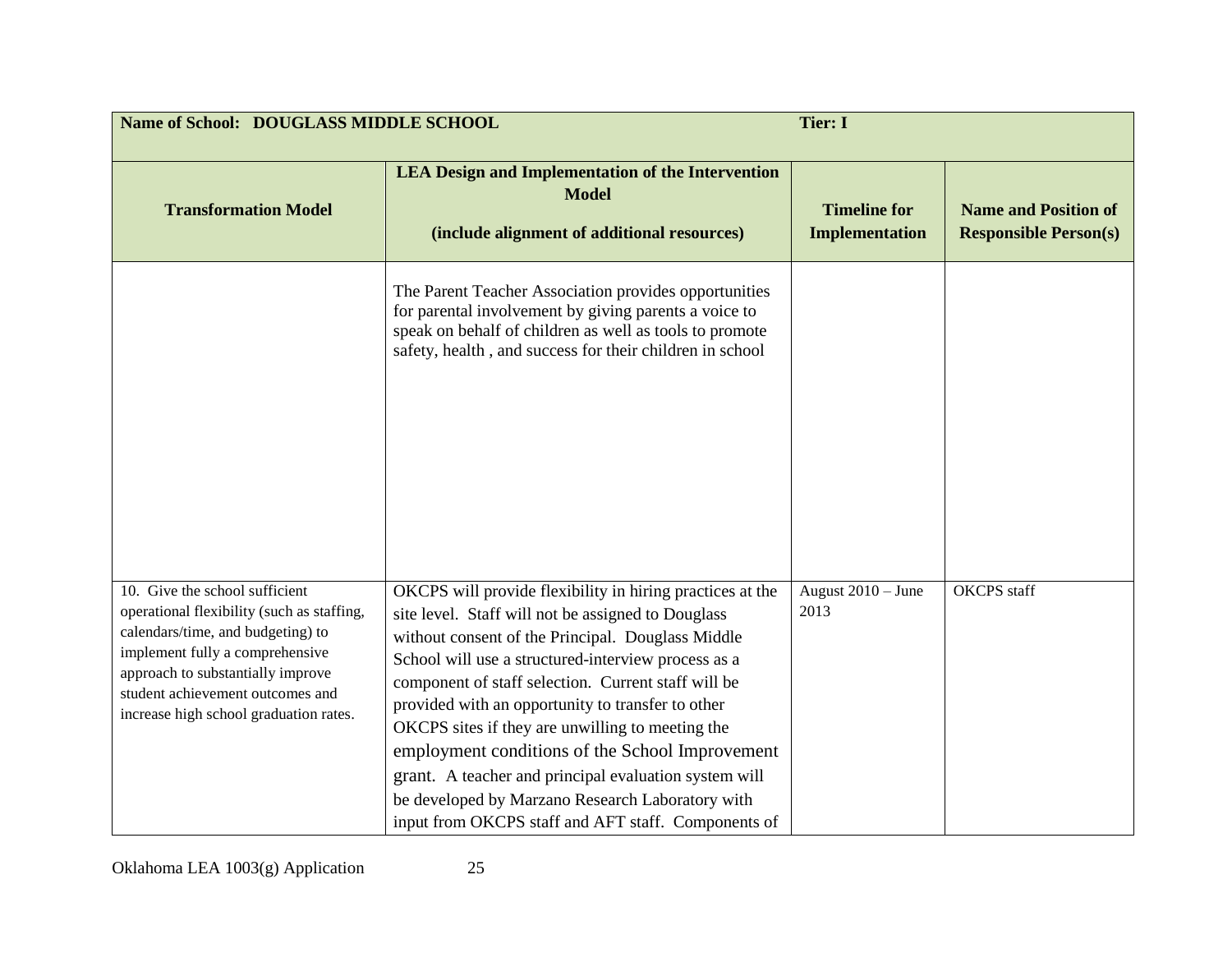| Name of School: DOUGLASS MIDDLE SCHOOL | | Tier: I | |
|---|---|---|---|
| **Transformation Model** | **LEA Design and Implementation of the Intervention Model (include alignment of additional resources)** | **Timeline for Implementation** | **Name and Position of Responsible Person(s)** |
| | The Parent Teacher Association provides opportunities for parental involvement by giving parents a voice to speak on behalf of children as well as tools to promote safety, health , and success for their children in school | | |
| 10. Give the school sufficient operational flexibility (such as staffing, calendars/time, and budgeting) to implement fully a comprehensive approach to substantially improve student achievement outcomes and increase high school graduation rates. | OKCPS will provide flexibility in hiring practices at the site level. Staff will not be assigned to Douglass without consent of the Principal. Douglass Middle School will use a structured-interview process as a component of staff selection. Current staff will be provided with an opportunity to transfer to other OKCPS sites if they are unwilling to meeting the employment conditions of the School Improvement grant. A teacher and principal evaluation system will be developed by Marzano Research Laboratory with input from OKCPS staff and AFT staff. Components of | August 2010 – June 2013 | OKCPS staff |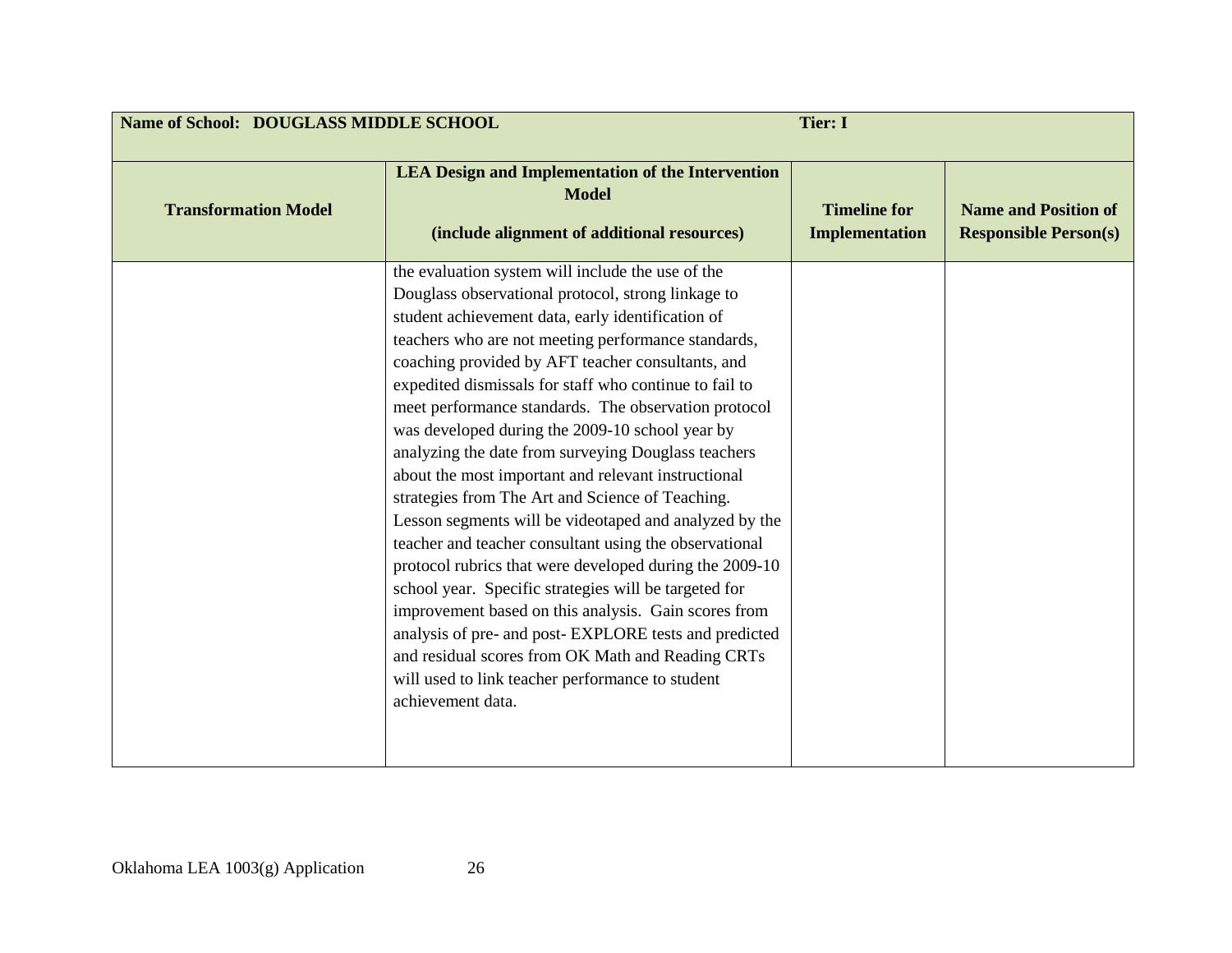| Name of School: DOUGLASS MIDDLE SCHOOL | | Tier: I | |
|---|---|---|---|
| **Transformation Model** | **LEA Design and Implementation of the Intervention Model (include alignment of additional resources)** | **Timeline for Implementation** | **Name and Position of Responsible Person(s)** |
| | the evaluation system will include the use of the Douglass observational protocol, strong linkage to student achievement data, early identification of teachers who are not meeting performance standards, coaching provided by AFT teacher consultants, and expedited dismissals for staff who continue to fail to meet performance standards. The observation protocol was developed during the 2009-10 school year by analyzing the date from surveying Douglass teachers about the most important and relevant instructional strategies from The Art and Science of Teaching. Lesson segments will be videotaped and analyzed by the teacher and teacher consultant using the observational protocol rubrics that were developed during the 2009-10 school year. Specific strategies will be targeted for improvement based on this analysis. Gain scores from analysis of pre- and post- EXPLORE tests and predicted and residual scores from OK Math and Reading CRTs will used to link teacher performance to student achievement data. | | |

Oklahoma LEA 1003(g) Application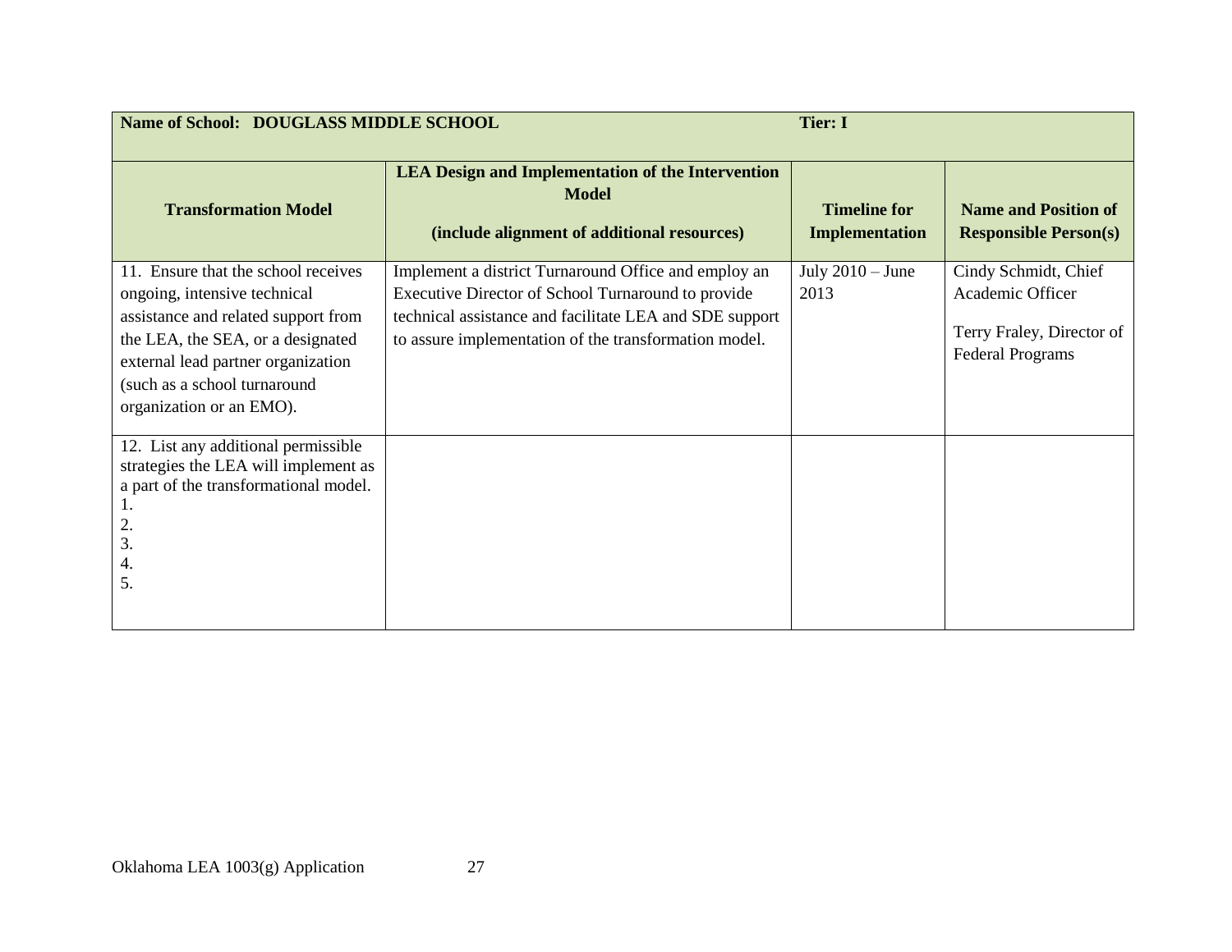| Name of School: DOUGLASS MIDDLE SCHOOL | | Tier: I | |
|---|---|---|---|
| **Transformation Model** | **LEA Design and Implementation of the Intervention Model (include alignment of additional resources)** | **Timeline for Implementation** | **Name and Position of Responsible Person(s)** |
| 11. Ensure that the school receives ongoing, intensive technical assistance and related support from the LEA, the SEA, or a designated external lead partner organization (such as a school turnaround organization or an EMO). | Implement a district Turnaround Office and employ an Executive Director of School Turnaround to provide technical assistance and facilitate LEA and SDE support to assure implementation of the transformation model. | July 2010 – June 2013 | Cindy Schmidt, Chief Academic Officer<br><br>Terry Fraley, Director of Federal Programs |
| 12. List any additional permissible strategies the LEA will implement as a part of the transformational model.<br>1.<br>2.<br>3.<br>4.<br>5. | | | |

Oklahoma LEA 1003(g) Application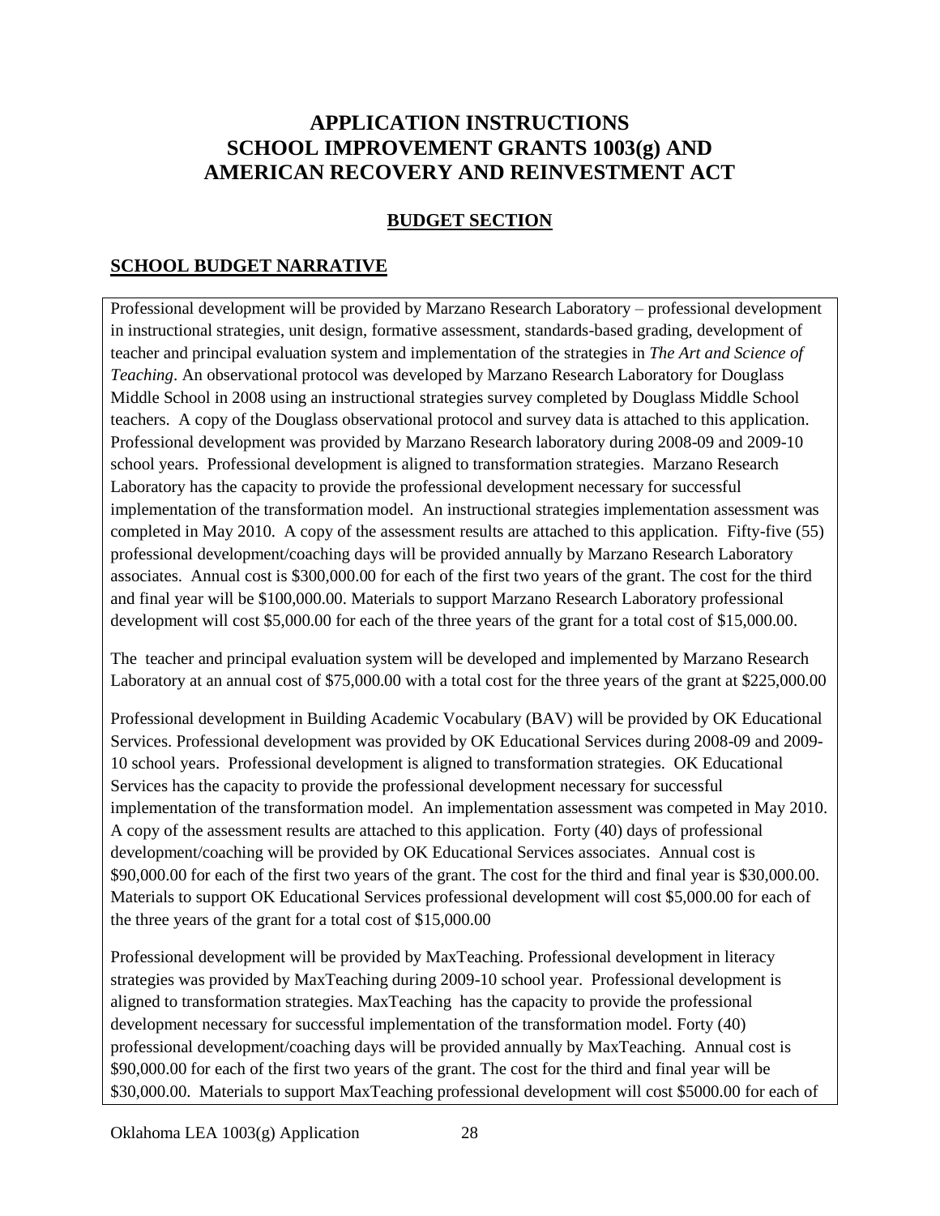# APPLICATION INSTRUCTIONS SCHOOL IMPROVEMENT GRANTS 1003(g) AND AMERICAN RECOVERY AND REINVESTMENT ACT

## BUDGET SECTION

## SCHOOL BUDGET NARRATIVE

Professional development will be provided by Marzano Research Laboratory – professional development in instructional strategies, unit design, formative assessment, standards-based grading, development of teacher and principal evaluation system and implementation of the strategies in *The Art and Science of Teaching*. An observational protocol was developed by Marzano Research Laboratory for Douglass Middle School in 2008 using an instructional strategies survey completed by Douglass Middle School teachers. A copy of the Douglass observational protocol and survey data is attached to this application. Professional development was provided by Marzano Research laboratory during 2008-09 and 2009-10 school years. Professional development is aligned to transformation strategies. Marzano Research Laboratory has the capacity to provide the professional development necessary for successful implementation of the transformation model. An instructional strategies implementation assessment was completed in May 2010. A copy of the assessment results are attached to this application. Fifty-five (55) professional development/coaching days will be provided annually by Marzano Research Laboratory associates. Annual cost is $300,000.00 for each of the first two years of the grant. The cost for the third and final year will be $100,000.00. Materials to support Marzano Research Laboratory professional development will cost $5,000.00 for each of the three years of the grant for a total cost of $15,000.00.

The teacher and principal evaluation system will be developed and implemented by Marzano Research Laboratory at an annual cost of $75,000.00 with a total cost for the three years of the grant at $225,000.00

Professional development in Building Academic Vocabulary (BAV) will be provided by OK Educational Services. Professional development was provided by OK Educational Services during 2008-09 and 2009-10 school years. Professional development is aligned to transformation strategies. OK Educational Services has the capacity to provide the professional development necessary for successful implementation of the transformation model. An implementation assessment was competed in May 2010. A copy of the assessment results are attached to this application. Forty (40) days of professional development/coaching will be provided by OK Educational Services associates. Annual cost is $90,000.00 for each of the first two years of the grant. The cost for the third and final year is $30,000.00. Materials to support OK Educational Services professional development will cost $5,000.00 for each of the three years of the grant for a total cost of $15,000.00

Professional development will be provided by MaxTeaching. Professional development in literacy strategies was provided by MaxTeaching during 2009-10 school year. Professional development is aligned to transformation strategies. MaxTeaching has the capacity to provide the professional development necessary for successful implementation of the transformation model. Forty (40) professional development/coaching days will be provided annually by MaxTeaching. Annual cost is $90,000.00 for each of the first two years of the grant. The cost for the third and final year will be $30,000.00. Materials to support MaxTeaching professional development will cost $5000.00 for each of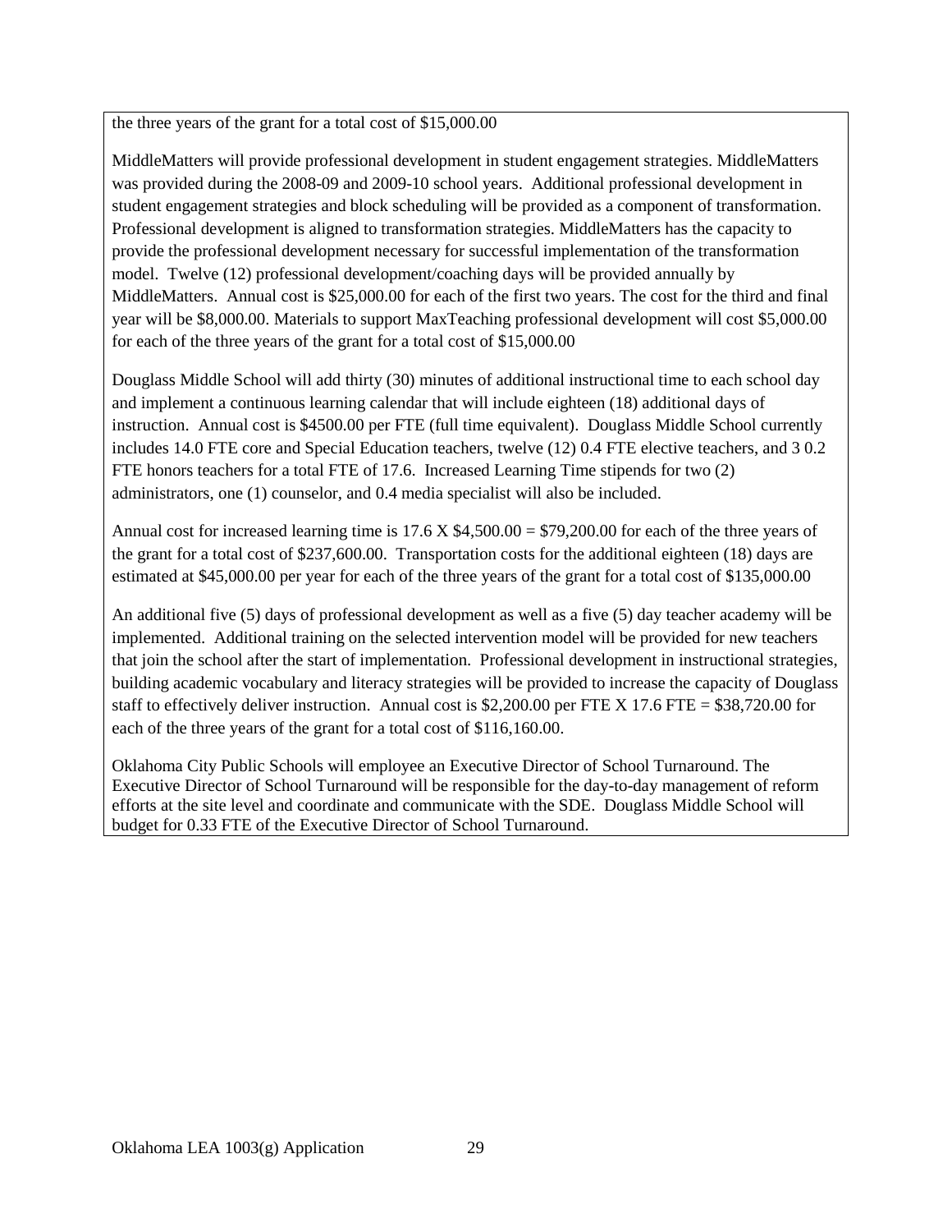the three years of the grant for a total cost of $15,000.00

MiddleMatters will provide professional development in student engagement strategies. MiddleMatters was provided during the 2008-09 and 2009-10 school years. Additional professional development in student engagement strategies and block scheduling will be provided as a component of transformation. Professional development is aligned to transformation strategies. MiddleMatters has the capacity to provide the professional development necessary for successful implementation of the transformation model. Twelve (12) professional development/coaching days will be provided annually by MiddleMatters. Annual cost is $25,000.00 for each of the first two years. The cost for the third and final year will be $8,000.00. Materials to support MaxTeaching professional development will cost $5,000.00 for each of the three years of the grant for a total cost of $15,000.00

Douglass Middle School will add thirty (30) minutes of additional instructional time to each school day and implement a continuous learning calendar that will include eighteen (18) additional days of instruction. Annual cost is $4500.00 per FTE (full time equivalent). Douglass Middle School currently includes 14.0 FTE core and Special Education teachers, twelve (12) 0.4 FTE elective teachers, and 3 0.2 FTE honors teachers for a total FTE of 17.6. Increased Learning Time stipends for two (2) administrators, one (1) counselor, and 0.4 media specialist will also be included.

Annual cost for increased learning time is 17.6 X $4,500.00 = $79,200.00 for each of the three years of the grant for a total cost of $237,600.00. Transportation costs for the additional eighteen (18) days are estimated at $45,000.00 per year for each of the three years of the grant for a total cost of $135,000.00

An additional five (5) days of professional development as well as a five (5) day teacher academy will be implemented. Additional training on the selected intervention model will be provided for new teachers that join the school after the start of implementation. Professional development in instructional strategies, building academic vocabulary and literacy strategies will be provided to increase the capacity of Douglass staff to effectively deliver instruction. Annual cost is $2,200.00 per FTE X 17.6 FTE = $38,720.00 for each of the three years of the grant for a total cost of $116,160.00.

Oklahoma City Public Schools will employee an Executive Director of School Turnaround. The Executive Director of School Turnaround will be responsible for the day-to-day management of reform efforts at the site level and coordinate and communicate with the SDE. Douglass Middle School will budget for 0.33 FTE of the Executive Director of School Turnaround.